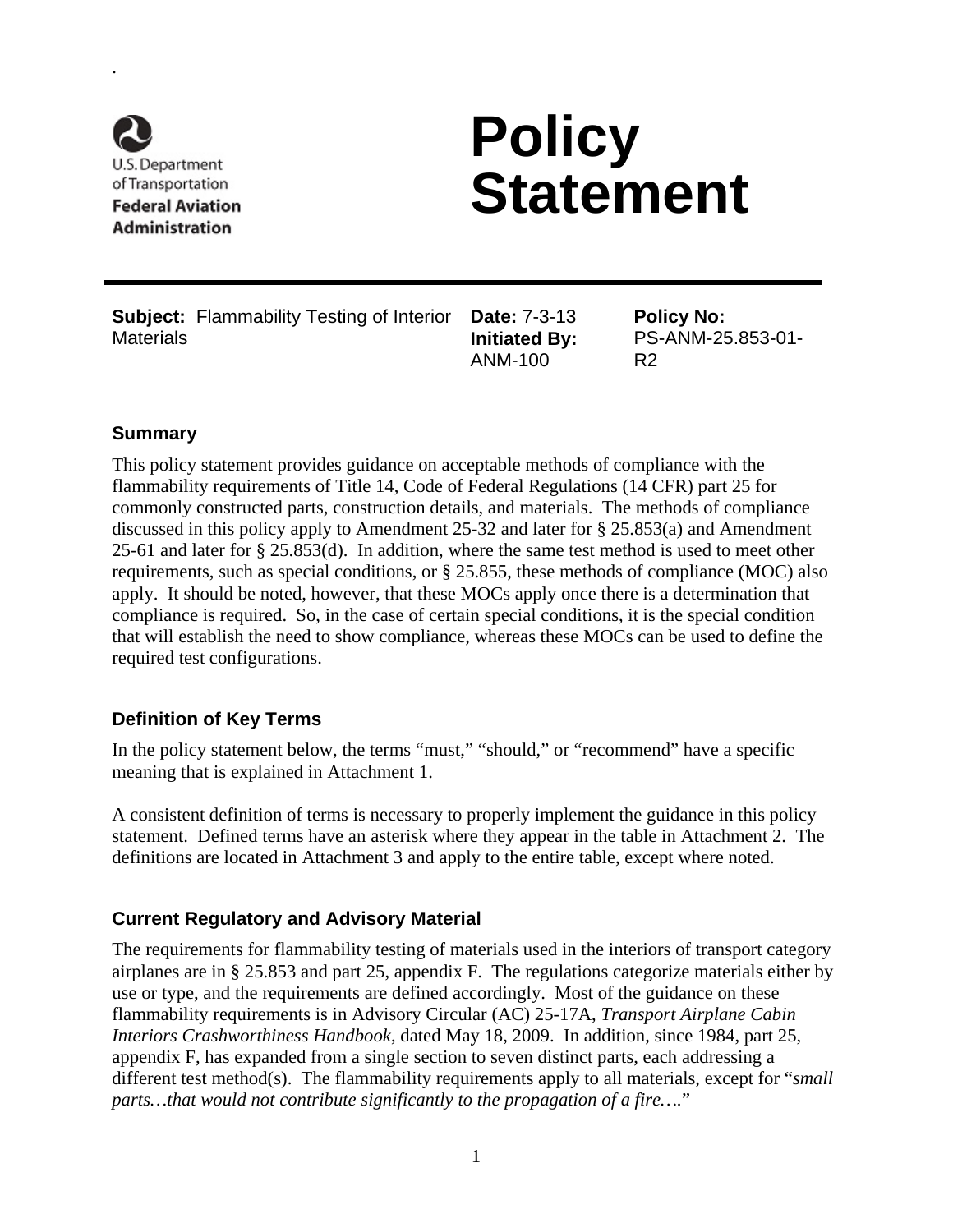U.S. Department of Transportation
**Federal Aviation Administration**

# Policy Statement

| **Subject:** Flammability Testing of Interior Materials | **Date:** 7-3-13<br>**Initiated By:** ANM-100 | **Policy No:** PS-ANM-25.853-01-R2 |
| --- | --- | --- |

## Summary

This policy statement provides guidance on acceptable methods of compliance with the flammability requirements of Title 14, Code of Federal Regulations (14 CFR) part 25 for commonly constructed parts, construction details, and materials. The methods of compliance discussed in this policy apply to Amendment 25-32 and later for § 25.853(a) and Amendment 25-61 and later for § 25.853(d). In addition, where the same test method is used to meet other requirements, such as special conditions, or § 25.855, these methods of compliance (MOC) also apply. It should be noted, however, that these MOCs apply once there is a determination that compliance is required. So, in the case of certain special conditions, it is the special condition that will establish the need to show compliance, whereas these MOCs can be used to define the required test configurations.

## Definition of Key Terms

In the policy statement below, the terms "must," "should," or "recommend" have a specific meaning that is explained in Attachment 1.

A consistent definition of terms is necessary to properly implement the guidance in this policy statement. Defined terms have an asterisk where they appear in the table in Attachment 2. The definitions are located in Attachment 3 and apply to the entire table, except where noted.

## Current Regulatory and Advisory Material

The requirements for flammability testing of materials used in the interiors of transport category airplanes are in § 25.853 and part 25, appendix F. The regulations categorize materials either by use or type, and the requirements are defined accordingly. Most of the guidance on these flammability requirements is in Advisory Circular (AC) 25-17A, *Transport Airplane Cabin Interiors Crashworthiness Handbook*, dated May 18, 2009. In addition, since 1984, part 25, appendix F, has expanded from a single section to seven distinct parts, each addressing a different test method(s). The flammability requirements apply to all materials, except for "*small parts…that would not contribute significantly to the propagation of a fire….*"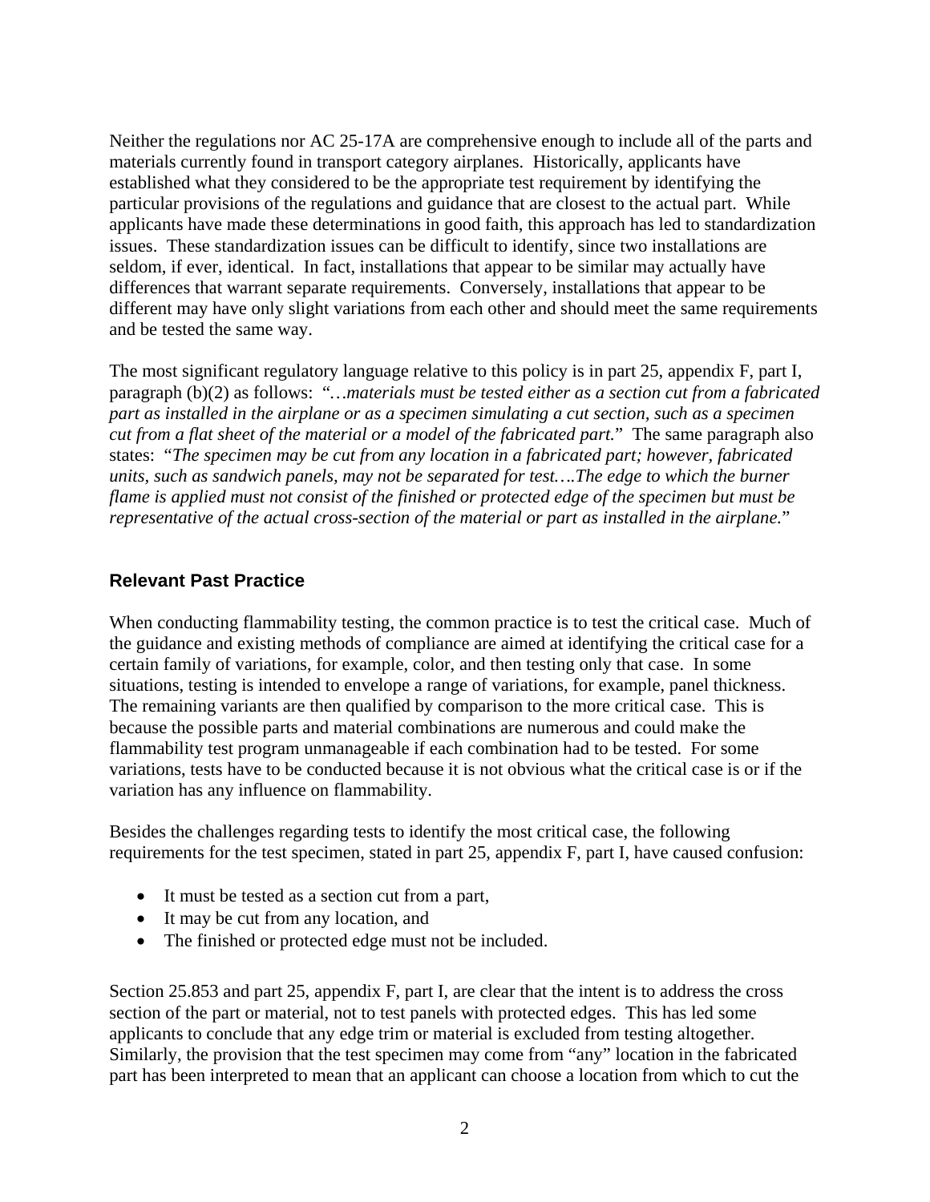Neither the regulations nor AC 25-17A are comprehensive enough to include all of the parts and materials currently found in transport category airplanes. Historically, applicants have established what they considered to be the appropriate test requirement by identifying the particular provisions of the regulations and guidance that are closest to the actual part. While applicants have made these determinations in good faith, this approach has led to standardization issues. These standardization issues can be difficult to identify, since two installations are seldom, if ever, identical. In fact, installations that appear to be similar may actually have differences that warrant separate requirements. Conversely, installations that appear to be different may have only slight variations from each other and should meet the same requirements and be tested the same way.

The most significant regulatory language relative to this policy is in part 25, appendix F, part I, paragraph (b)(2) as follows: "*…materials must be tested either as a section cut from a fabricated part as installed in the airplane or as a specimen simulating a cut section, such as a specimen cut from a flat sheet of the material or a model of the fabricated part.*" The same paragraph also states: "*The specimen may be cut from any location in a fabricated part; however, fabricated units, such as sandwich panels, may not be separated for test….The edge to which the burner flame is applied must not consist of the finished or protected edge of the specimen but must be representative of the actual cross-section of the material or part as installed in the airplane.*"

### Relevant Past Practice

When conducting flammability testing, the common practice is to test the critical case. Much of the guidance and existing methods of compliance are aimed at identifying the critical case for a certain family of variations, for example, color, and then testing only that case. In some situations, testing is intended to envelope a range of variations, for example, panel thickness. The remaining variants are then qualified by comparison to the more critical case. This is because the possible parts and material combinations are numerous and could make the flammability test program unmanageable if each combination had to be tested. For some variations, tests have to be conducted because it is not obvious what the critical case is or if the variation has any influence on flammability.

Besides the challenges regarding tests to identify the most critical case, the following requirements for the test specimen, stated in part 25, appendix F, part I, have caused confusion:

- It must be tested as a section cut from a part,
- It may be cut from any location, and
- The finished or protected edge must not be included.

Section 25.853 and part 25, appendix F, part I, are clear that the intent is to address the cross section of the part or material, not to test panels with protected edges. This has led some applicants to conclude that any edge trim or material is excluded from testing altogether. Similarly, the provision that the test specimen may come from "any" location in the fabricated part has been interpreted to mean that an applicant can choose a location from which to cut the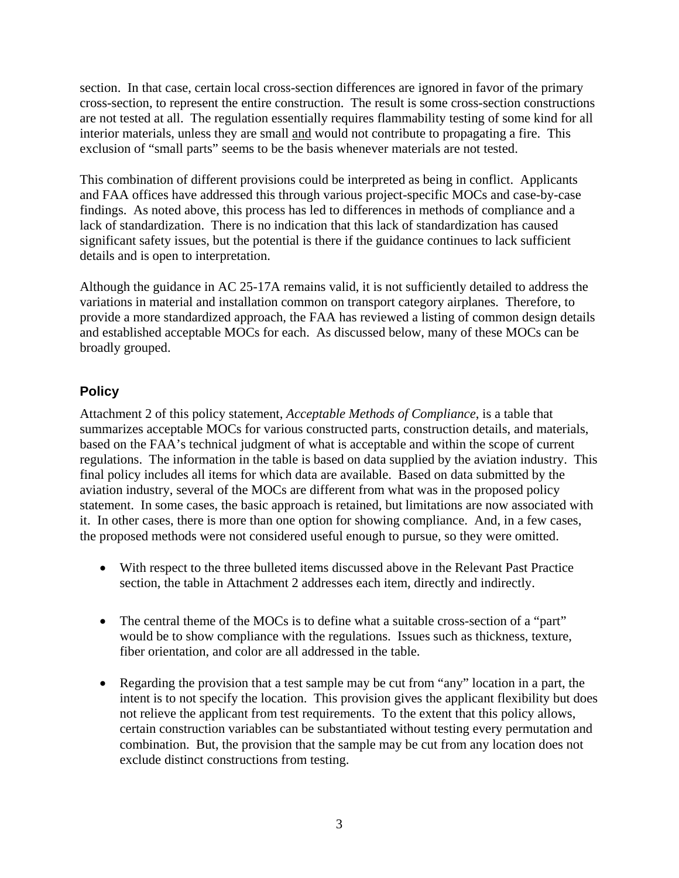section. In that case, certain local cross-section differences are ignored in favor of the primary cross-section, to represent the entire construction. The result is some cross-section constructions are not tested at all. The regulation essentially requires flammability testing of some kind for all interior materials, unless they are small <u>and</u> would not contribute to propagating a fire. This exclusion of "small parts" seems to be the basis whenever materials are not tested.

This combination of different provisions could be interpreted as being in conflict. Applicants and FAA offices have addressed this through various project-specific MOCs and case-by-case findings. As noted above, this process has led to differences in methods of compliance and a lack of standardization. There is no indication that this lack of standardization has caused significant safety issues, but the potential is there if the guidance continues to lack sufficient details and is open to interpretation.

Although the guidance in AC 25-17A remains valid, it is not sufficiently detailed to address the variations in material and installation common on transport category airplanes. Therefore, to provide a more standardized approach, the FAA has reviewed a listing of common design details and established acceptable MOCs for each. As discussed below, many of these MOCs can be broadly grouped.

## Policy

Attachment 2 of this policy statement, *Acceptable Methods of Compliance*, is a table that summarizes acceptable MOCs for various constructed parts, construction details, and materials, based on the FAA's technical judgment of what is acceptable and within the scope of current regulations. The information in the table is based on data supplied by the aviation industry. This final policy includes all items for which data are available. Based on data submitted by the aviation industry, several of the MOCs are different from what was in the proposed policy statement. In some cases, the basic approach is retained, but limitations are now associated with it. In other cases, there is more than one option for showing compliance. And, in a few cases, the proposed methods were not considered useful enough to pursue, so they were omitted.

- With respect to the three bulleted items discussed above in the Relevant Past Practice section, the table in Attachment 2 addresses each item, directly and indirectly.

- The central theme of the MOCs is to define what a suitable cross-section of a "part" would be to show compliance with the regulations. Issues such as thickness, texture, fiber orientation, and color are all addressed in the table.

- Regarding the provision that a test sample may be cut from "any" location in a part, the intent is to not specify the location. This provision gives the applicant flexibility but does not relieve the applicant from test requirements. To the extent that this policy allows, certain construction variables can be substantiated without testing every permutation and combination. But, the provision that the sample may be cut from any location does not exclude distinct constructions from testing.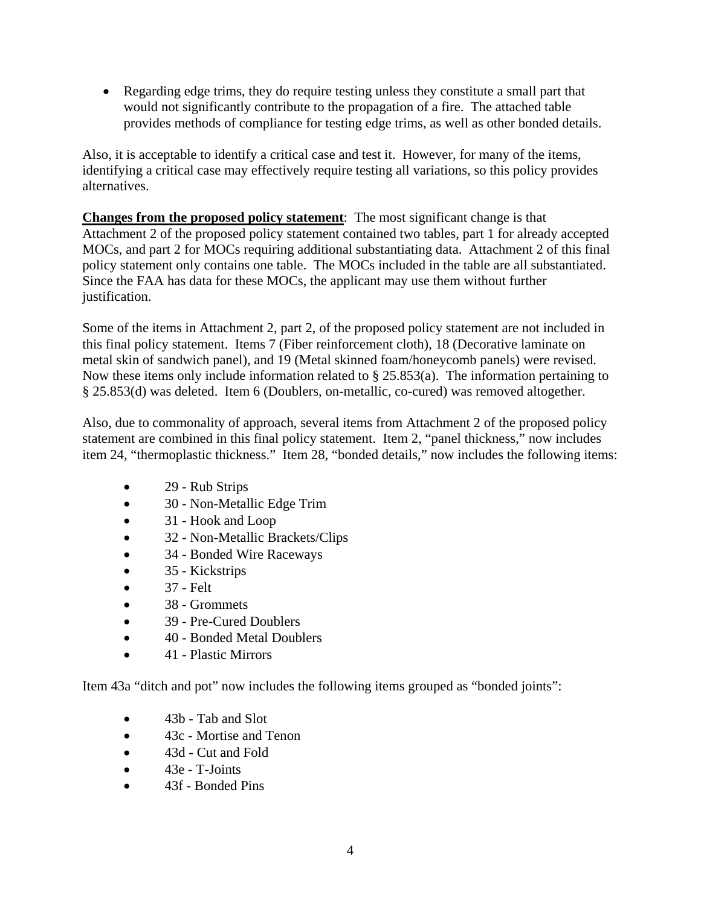- Regarding edge trims, they do require testing unless they constitute a small part that would not significantly contribute to the propagation of a fire. The attached table provides methods of compliance for testing edge trims, as well as other bonded details.

Also, it is acceptable to identify a critical case and test it. However, for many of the items, identifying a critical case may effectively require testing all variations, so this policy provides alternatives.

**Changes from the proposed policy statement**: The most significant change is that Attachment 2 of the proposed policy statement contained two tables, part 1 for already accepted MOCs, and part 2 for MOCs requiring additional substantiating data. Attachment 2 of this final policy statement only contains one table. The MOCs included in the table are all substantiated. Since the FAA has data for these MOCs, the applicant may use them without further justification.

Some of the items in Attachment 2, part 2, of the proposed policy statement are not included in this final policy statement. Items 7 (Fiber reinforcement cloth), 18 (Decorative laminate on metal skin of sandwich panel), and 19 (Metal skinned foam/honeycomb panels) were revised. Now these items only include information related to § 25.853(a). The information pertaining to § 25.853(d) was deleted. Item 6 (Doublers, on-metallic, co-cured) was removed altogether.

Also, due to commonality of approach, several items from Attachment 2 of the proposed policy statement are combined in this final policy statement. Item 2, "panel thickness," now includes item 24, "thermoplastic thickness." Item 28, "bonded details," now includes the following items:

- 29 - Rub Strips
- 30 - Non-Metallic Edge Trim
- 31 - Hook and Loop
- 32 - Non-Metallic Brackets/Clips
- 34 - Bonded Wire Raceways
- 35 - Kickstrips
- 37 - Felt
- 38 - Grommets
- 39 - Pre-Cured Doublers
- 40 - Bonded Metal Doublers
- 41 - Plastic Mirrors

Item 43a "ditch and pot" now includes the following items grouped as "bonded joints":

- 43b - Tab and Slot
- 43c - Mortise and Tenon
- 43d - Cut and Fold
- 43e - T-Joints
- 43f - Bonded Pins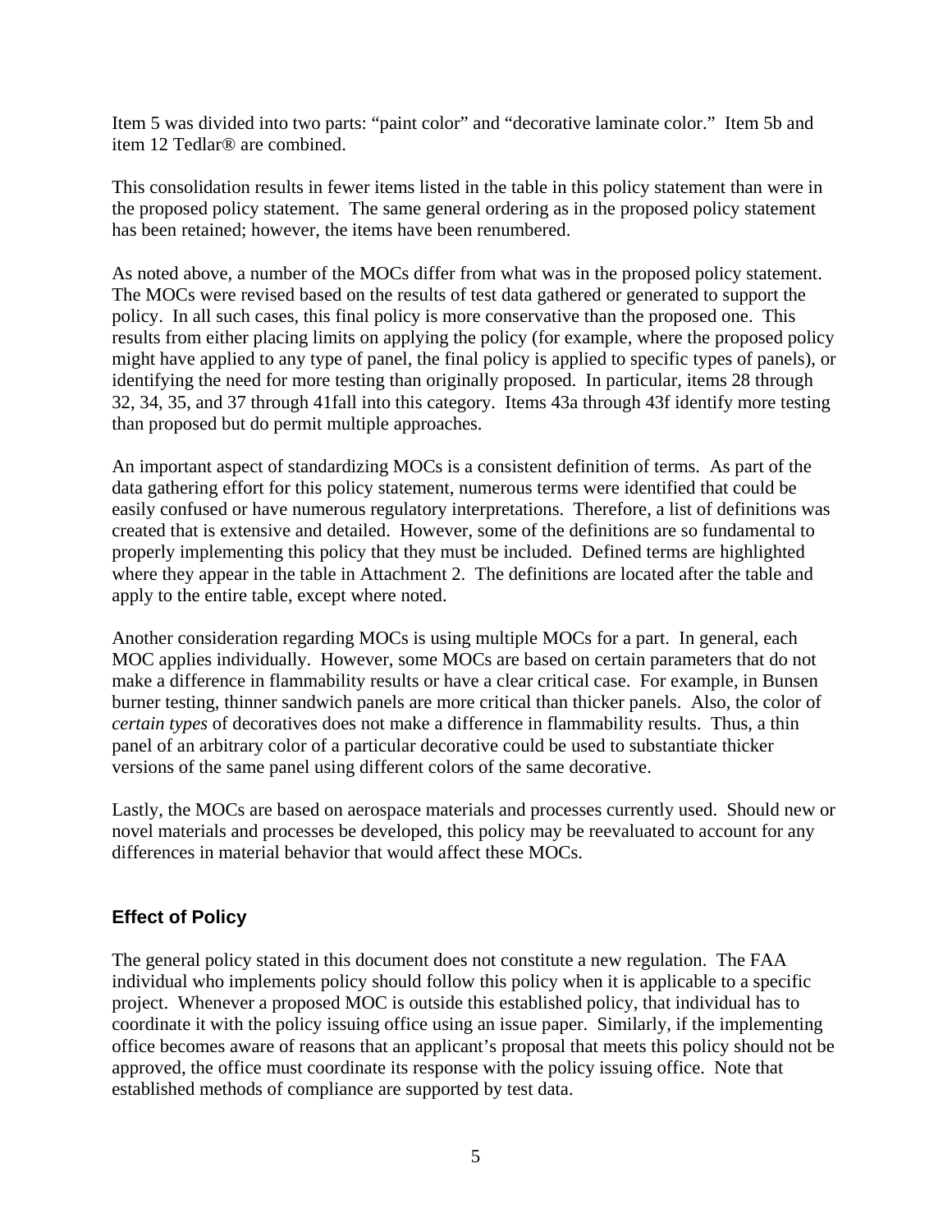Item 5 was divided into two parts: "paint color" and "decorative laminate color." Item 5b and item 12 Tedlar® are combined.

This consolidation results in fewer items listed in the table in this policy statement than were in the proposed policy statement. The same general ordering as in the proposed policy statement has been retained; however, the items have been renumbered.

As noted above, a number of the MOCs differ from what was in the proposed policy statement. The MOCs were revised based on the results of test data gathered or generated to support the policy. In all such cases, this final policy is more conservative than the proposed one. This results from either placing limits on applying the policy (for example, where the proposed policy might have applied to any type of panel, the final policy is applied to specific types of panels), or identifying the need for more testing than originally proposed. In particular, items 28 through 32, 34, 35, and 37 through 41fall into this category. Items 43a through 43f identify more testing than proposed but do permit multiple approaches.

An important aspect of standardizing MOCs is a consistent definition of terms. As part of the data gathering effort for this policy statement, numerous terms were identified that could be easily confused or have numerous regulatory interpretations. Therefore, a list of definitions was created that is extensive and detailed. However, some of the definitions are so fundamental to properly implementing this policy that they must be included. Defined terms are highlighted where they appear in the table in Attachment 2. The definitions are located after the table and apply to the entire table, except where noted.

Another consideration regarding MOCs is using multiple MOCs for a part. In general, each MOC applies individually. However, some MOCs are based on certain parameters that do not make a difference in flammability results or have a clear critical case. For example, in Bunsen burner testing, thinner sandwich panels are more critical than thicker panels. Also, the color of *certain types* of decoratives does not make a difference in flammability results. Thus, a thin panel of an arbitrary color of a particular decorative could be used to substantiate thicker versions of the same panel using different colors of the same decorative.

Lastly, the MOCs are based on aerospace materials and processes currently used. Should new or novel materials and processes be developed, this policy may be reevaluated to account for any differences in material behavior that would affect these MOCs.

## Effect of Policy

The general policy stated in this document does not constitute a new regulation. The FAA individual who implements policy should follow this policy when it is applicable to a specific project. Whenever a proposed MOC is outside this established policy, that individual has to coordinate it with the policy issuing office using an issue paper. Similarly, if the implementing office becomes aware of reasons that an applicant's proposal that meets this policy should not be approved, the office must coordinate its response with the policy issuing office. Note that established methods of compliance are supported by test data.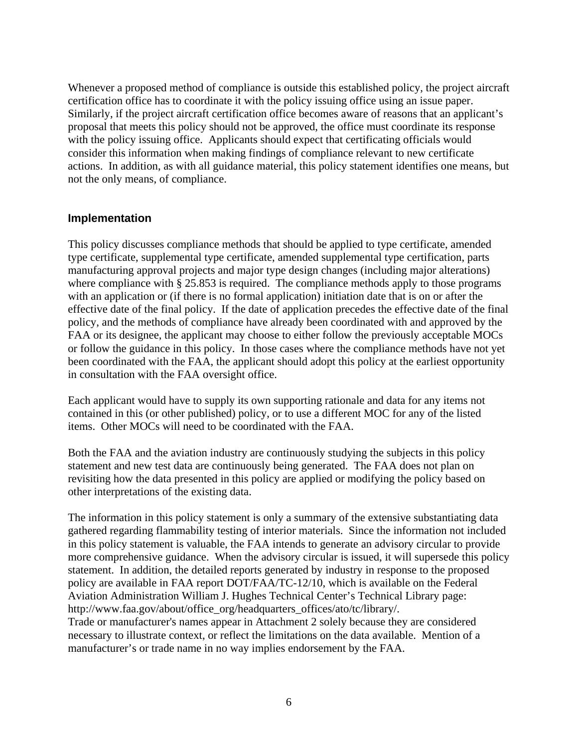Whenever a proposed method of compliance is outside this established policy, the project aircraft certification office has to coordinate it with the policy issuing office using an issue paper. Similarly, if the project aircraft certification office becomes aware of reasons that an applicant's proposal that meets this policy should not be approved, the office must coordinate its response with the policy issuing office. Applicants should expect that certificating officials would consider this information when making findings of compliance relevant to new certificate actions. In addition, as with all guidance material, this policy statement identifies one means, but not the only means, of compliance.

## Implementation

This policy discusses compliance methods that should be applied to type certificate, amended type certificate, supplemental type certificate, amended supplemental type certification, parts manufacturing approval projects and major type design changes (including major alterations) where compliance with § 25.853 is required. The compliance methods apply to those programs with an application or (if there is no formal application) initiation date that is on or after the effective date of the final policy. If the date of application precedes the effective date of the final policy, and the methods of compliance have already been coordinated with and approved by the FAA or its designee, the applicant may choose to either follow the previously acceptable MOCs or follow the guidance in this policy. In those cases where the compliance methods have not yet been coordinated with the FAA, the applicant should adopt this policy at the earliest opportunity in consultation with the FAA oversight office.

Each applicant would have to supply its own supporting rationale and data for any items not contained in this (or other published) policy, or to use a different MOC for any of the listed items. Other MOCs will need to be coordinated with the FAA.

Both the FAA and the aviation industry are continuously studying the subjects in this policy statement and new test data are continuously being generated. The FAA does not plan on revisiting how the data presented in this policy are applied or modifying the policy based on other interpretations of the existing data.

The information in this policy statement is only a summary of the extensive substantiating data gathered regarding flammability testing of interior materials. Since the information not included in this policy statement is valuable, the FAA intends to generate an advisory circular to provide more comprehensive guidance. When the advisory circular is issued, it will supersede this policy statement. In addition, the detailed reports generated by industry in response to the proposed policy are available in FAA report DOT/FAA/TC-12/10, which is available on the Federal Aviation Administration William J. Hughes Technical Center's Technical Library page: http://www.faa.gov/about/office_org/headquarters_offices/ato/tc/library/.
Trade or manufacturer's names appear in Attachment 2 solely because they are considered necessary to illustrate context, or reflect the limitations on the data available. Mention of a manufacturer's or trade name in no way implies endorsement by the FAA.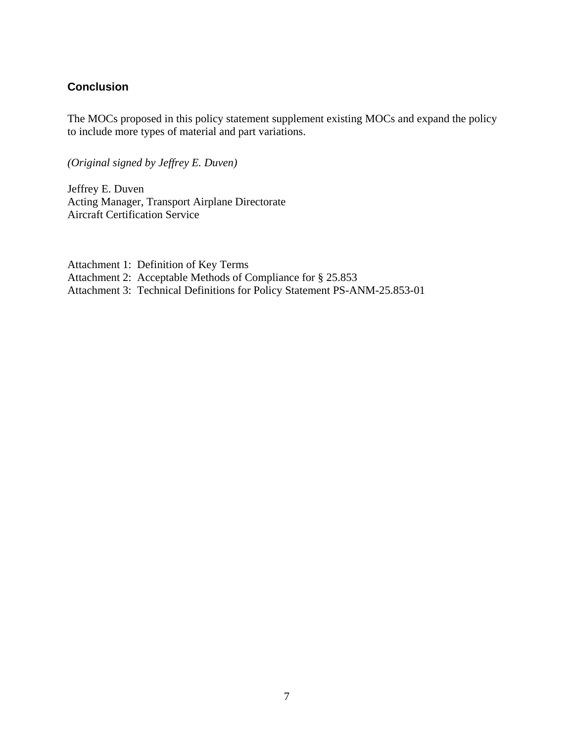## Conclusion

The MOCs proposed in this policy statement supplement existing MOCs and expand the policy to include more types of material and part variations.

*(Original signed by Jeffrey E. Duven)*

Jeffrey E. Duven
Acting Manager, Transport Airplane Directorate
Aircraft Certification Service

Attachment 1: Definition of Key Terms
Attachment 2: Acceptable Methods of Compliance for § 25.853
Attachment 3: Technical Definitions for Policy Statement PS-ANM-25.853-01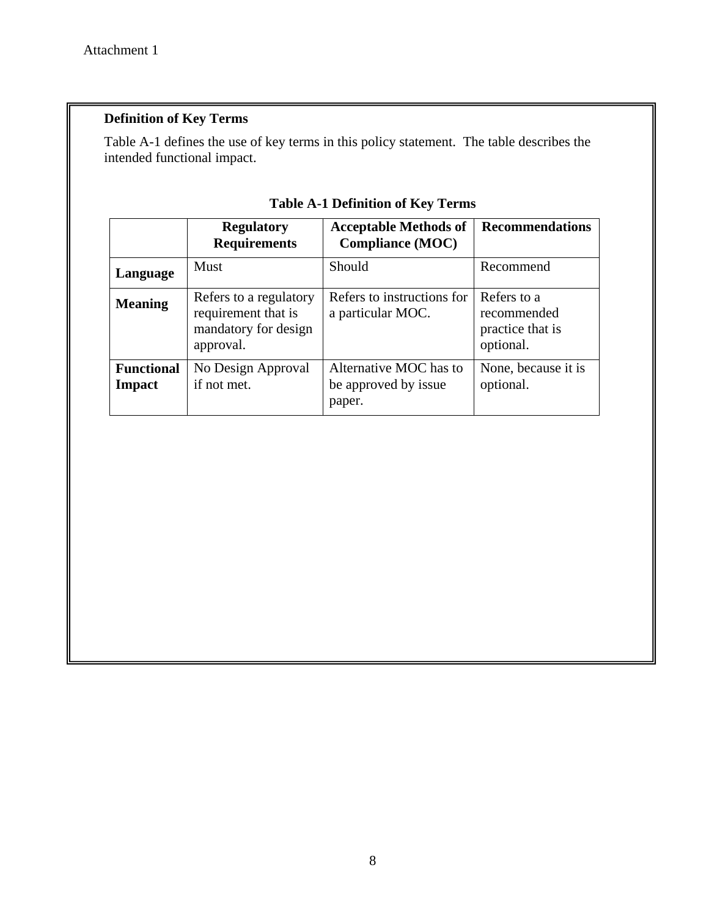Attachment 1

**Definition of Key Terms**

Table A-1 defines the use of key terms in this policy statement. The table describes the intended functional impact.

**Table A-1 Definition of Key Terms**

| | Regulatory Requirements | Acceptable Methods of Compliance (MOC) | Recommendations |
|---|---|---|---|
| **Language** | Must | Should | Recommend |
| **Meaning** | Refers to a regulatory requirement that is mandatory for design approval. | Refers to instructions for a particular MOC. | Refers to a recommended practice that is optional. |
| **Functional Impact** | No Design Approval if not met. | Alternative MOC has to be approved by issue paper. | None, because it is optional. |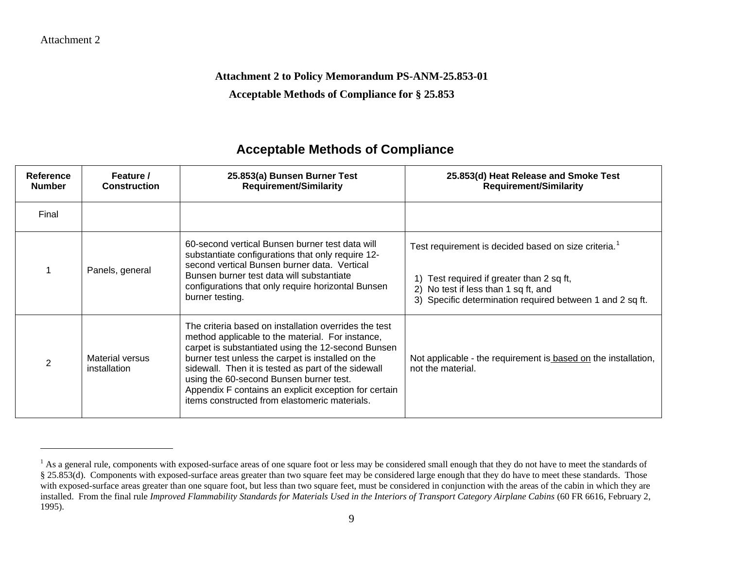Attachment 2

**Attachment 2 to Policy Memorandum PS-ANM-25.853-01**

**Acceptable Methods of Compliance for § 25.853**

## Acceptable Methods of Compliance

| Reference Number | Feature / Construction | 25.853(a) Bunsen Burner Test Requirement/Similarity | 25.853(d) Heat Release and Smoke Test Requirement/Similarity |
|---|---|---|---|
| Final | | | |
| 1 | Panels, general | 60-second vertical Bunsen burner test data will substantiate configurations that only require 12-second vertical Bunsen burner data. Vertical Bunsen burner test data will substantiate configurations that only require horizontal Bunsen burner testing. | Test requirement is decided based on size criteria.[1] <br> 1) Test required if greater than 2 sq ft, <br> 2) No test if less than 1 sq ft, and <br> 3) Specific determination required between 1 and 2 sq ft. |
| 2 | Material versus installation | The criteria based on installation overrides the test method applicable to the material. For instance, carpet is substantiated using the 12-second Bunsen burner test unless the carpet is installed on the sidewall. Then it is tested as part of the sidewall using the 60-second Bunsen burner test. Appendix F contains an explicit exception for certain items constructed from elastomeric materials. | Not applicable - the requirement is based on the installation, not the material. |

---

[1] As a general rule, components with exposed-surface areas of one square foot or less may be considered small enough that they do not have to meet the standards of § 25.853(d). Components with exposed-surface areas greater than two square feet may be considered large enough that they do have to meet these standards. Those with exposed-surface areas greater than one square foot, but less than two square feet, must be considered in conjunction with the areas of the cabin in which they are installed. From the final rule *Improved Flammability Standards for Materials Used in the Interiors of Transport Category Airplane Cabins* (60 FR 6616, February 2, 1995).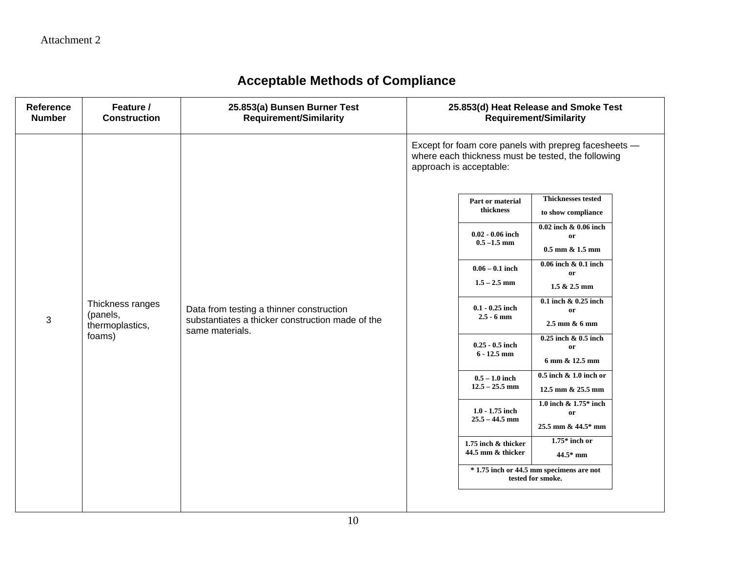Attachment 2

# Acceptable Methods of Compliance

| Reference Number | Feature / Construction | 25.853(a) Bunsen Burner Test Requirement/Similarity | 25.853(d) Heat Release and Smoke Test Requirement/Similarity |
|---|---|---|---|
| 3 | Thickness ranges (panels, thermoplastics, foams) | Data from testing a thinner construction substantiates a thicker construction made of the same materials. | Except for foam core panels with prepreg facesheets — where each thickness must be tested, the following approach is acceptable: (see table below) |

| Part or material thickness | Thicknesses tested to show compliance |
|---|---|
| 0.02 - 0.06 inch 0.5 –1.5 mm | 0.02 inch & 0.06 inch or 0.5 mm & 1.5 mm |
| 0.06 – 0.1 inch 1.5 – 2.5 mm | 0.06 inch & 0.1 inch or 1.5 & 2.5 mm |
| 0.1 - 0.25 inch 2.5 - 6 mm | 0.1 inch & 0.25 inch or 2.5 mm & 6 mm |
| 0.25 - 0.5 inch 6 - 12.5 mm | 0.25 inch & 0.5 inch or 6 mm & 12.5 mm |
| 0.5 – 1.0 inch 12.5 – 25.5 mm | 0.5 inch & 1.0 inch or 12.5 mm & 25.5 mm |
| 1.0 - 1.75 inch 25.5 – 44.5 mm | 1.0 inch & 1.75* inch or 25.5 mm & 44.5* mm |
| 1.75 inch & thicker 44.5 mm & thicker | 1.75* inch or 44.5* mm |
| * 1.75 inch or 44.5 mm specimens are not tested for smoke. | |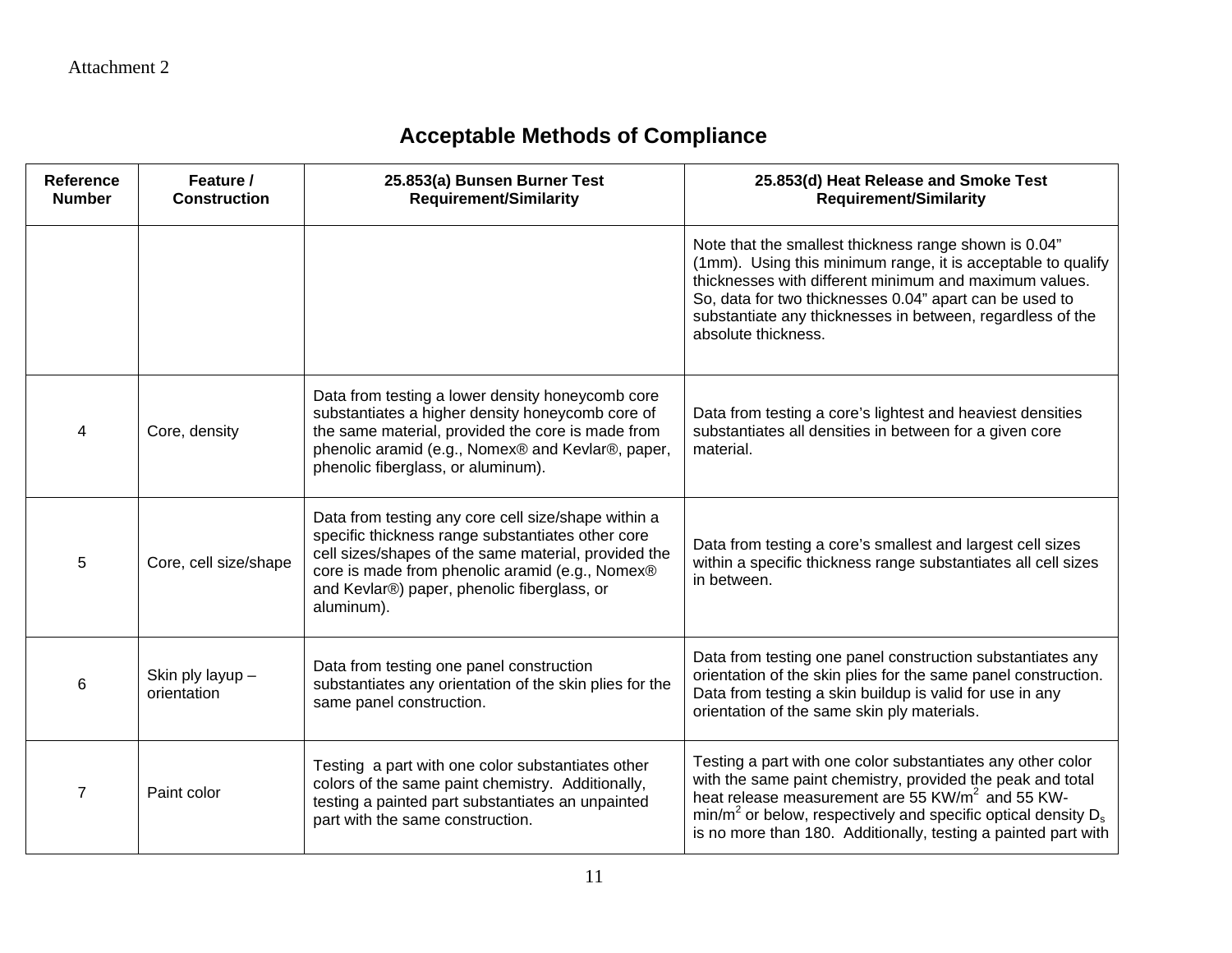Attachment 2

## Acceptable Methods of Compliance

| Reference Number | Feature / Construction | 25.853(a) Bunsen Burner Test Requirement/Similarity | 25.853(d) Heat Release and Smoke Test Requirement/Similarity |
|---|---|---|---|
| | | | Note that the smallest thickness range shown is 0.04" (1mm). Using this minimum range, it is acceptable to qualify thicknesses with different minimum and maximum values. So, data for two thicknesses 0.04" apart can be used to substantiate any thicknesses in between, regardless of the absolute thickness. |
| 4 | Core, density | Data from testing a lower density honeycomb core substantiates a higher density honeycomb core of the same material, provided the core is made from phenolic aramid (e.g., Nomex® and Kevlar®, paper, phenolic fiberglass, or aluminum). | Data from testing a core's lightest and heaviest densities substantiates all densities in between for a given core material. |
| 5 | Core, cell size/shape | Data from testing any core cell size/shape within a specific thickness range substantiates other core cell sizes/shapes of the same material, provided the core is made from phenolic aramid (e.g., Nomex® and Kevlar®) paper, phenolic fiberglass, or aluminum). | Data from testing a core's smallest and largest cell sizes within a specific thickness range substantiates all cell sizes in between. |
| 6 | Skin ply layup – orientation | Data from testing one panel construction substantiates any orientation of the skin plies for the same panel construction. | Data from testing one panel construction substantiates any orientation of the skin plies for the same panel construction. Data from testing a skin buildup is valid for use in any orientation of the same skin ply materials. |
| 7 | Paint color | Testing a part with one color substantiates other colors of the same paint chemistry. Additionally, testing a painted part substantiates an unpainted part with the same construction. | Testing a part with one color substantiates any other color with the same paint chemistry, provided the peak and total heat release measurement are 55 KW/$m^2$ and 55 KW-min/$m^2$ or below, respectively and specific optical density $D_s$ is no more than 180. Additionally, testing a painted part with |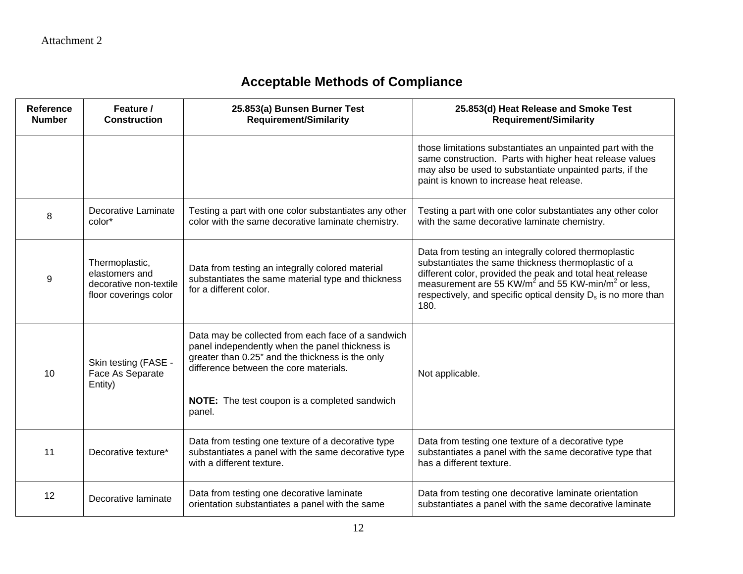Attachment 2

## Acceptable Methods of Compliance

| Reference Number | Feature / Construction | 25.853(a) Bunsen Burner Test Requirement/Similarity | 25.853(d) Heat Release and Smoke Test Requirement/Similarity |
|---|---|---|---|
| | | | those limitations substantiates an unpainted part with the same construction. Parts with higher heat release values may also be used to substantiate unpainted parts, if the paint is known to increase heat release. |
| 8 | Decorative Laminate color* | Testing a part with one color substantiates any other color with the same decorative laminate chemistry. | Testing a part with one color substantiates any other color with the same decorative laminate chemistry. |
| 9 | Thermoplastic, elastomers and decorative non-textile floor coverings color | Data from testing an integrally colored material substantiates the same material type and thickness for a different color. | Data from testing an integrally colored thermoplastic substantiates the same thickness thermoplastic of a different color, provided the peak and total heat release measurement are 55 KW/$m^2$ and 55 KW-min/$m^2$ or less, respectively, and specific optical density $D_s$ is no more than 180. |
| 10 | Skin testing (FASE - Face As Separate Entity) | Data may be collected from each face of a sandwich panel independently when the panel thickness is greater than 0.25" and the thickness is the only difference between the core materials.<br><br>**NOTE:** The test coupon is a completed sandwich panel. | Not applicable. |
| 11 | Decorative texture* | Data from testing one texture of a decorative type substantiates a panel with the same decorative type with a different texture. | Data from testing one texture of a decorative type substantiates a panel with the same decorative type that has a different texture. |
| 12 | Decorative laminate | Data from testing one decorative laminate orientation substantiates a panel with the same | Data from testing one decorative laminate orientation substantiates a panel with the same decorative laminate |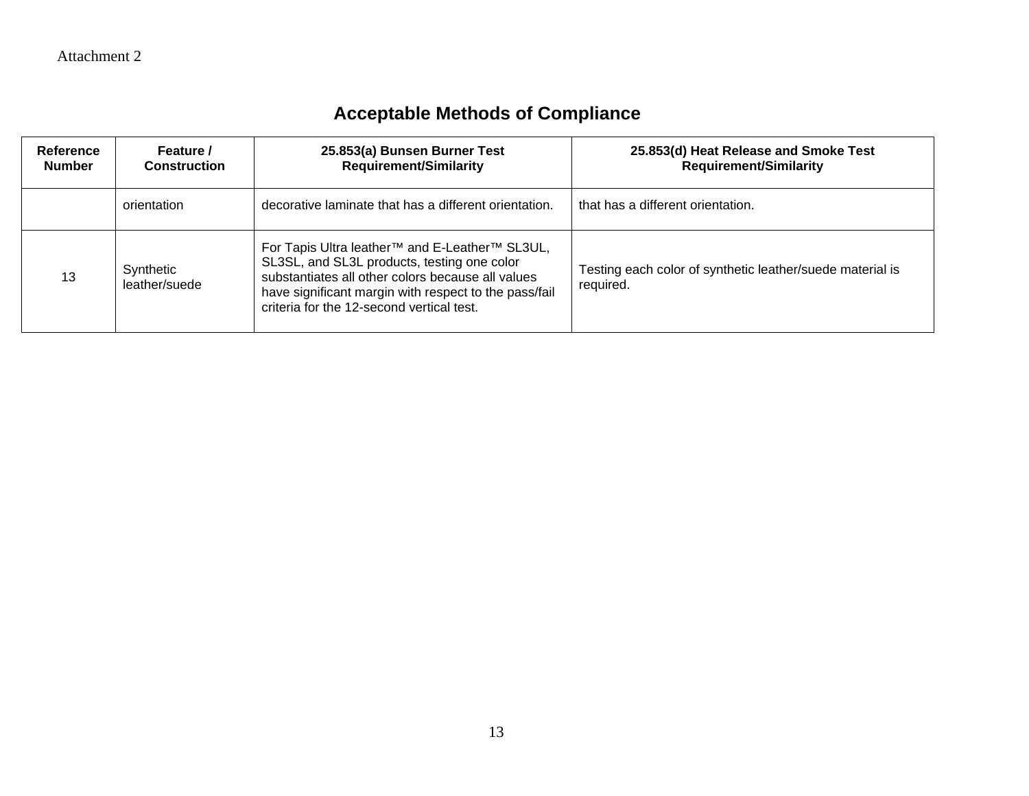Attachment 2

## Acceptable Methods of Compliance

| Reference Number | Feature / Construction | 25.853(a) Bunsen Burner Test Requirement/Similarity | 25.853(d) Heat Release and Smoke Test Requirement/Similarity |
|---|---|---|---|
| | orientation | decorative laminate that has a different orientation. | that has a different orientation. |
| 13 | Synthetic leather/suede | For Tapis Ultra leather™ and E-Leather™ SL3UL, SL3SL, and SL3L products, testing one color substantiates all other colors because all values have significant margin with respect to the pass/fail criteria for the 12-second vertical test. | Testing each color of synthetic leather/suede material is required. |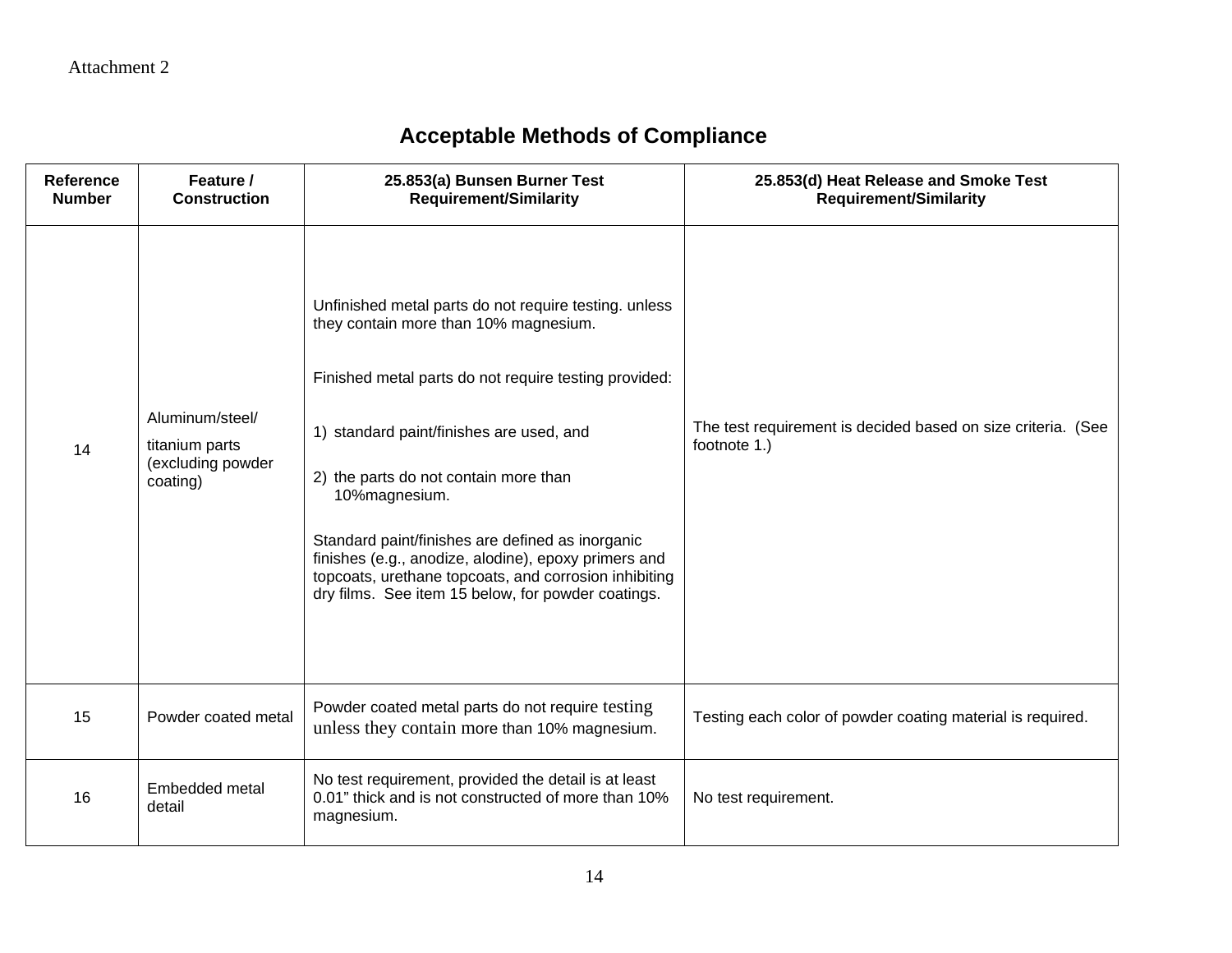Attachment 2

## Acceptable Methods of Compliance

| Reference Number | Feature / Construction | 25.853(a) Bunsen Burner Test Requirement/Similarity | 25.853(d) Heat Release and Smoke Test Requirement/Similarity |
|---|---|---|---|
| 14 | Aluminum/steel/ titanium parts (excluding powder coating) | Unfinished metal parts do not require testing. unless they contain more than 10% magnesium.<br><br>Finished metal parts do not require testing provided:<br><br>1) standard paint/finishes are used, and<br><br>2) the parts do not contain more than 10%magnesium.<br><br>Standard paint/finishes are defined as inorganic finishes (e.g., anodize, alodine), epoxy primers and topcoats, urethane topcoats, and corrosion inhibiting dry films. See item 15 below, for powder coatings. | The test requirement is decided based on size criteria. (See footnote 1.) |
| 15 | Powder coated metal | Powder coated metal parts do not require testing unless they contain more than 10% magnesium. | Testing each color of powder coating material is required. |
| 16 | Embedded metal detail | No test requirement, provided the detail is at least 0.01" thick and is not constructed of more than 10% magnesium. | No test requirement. |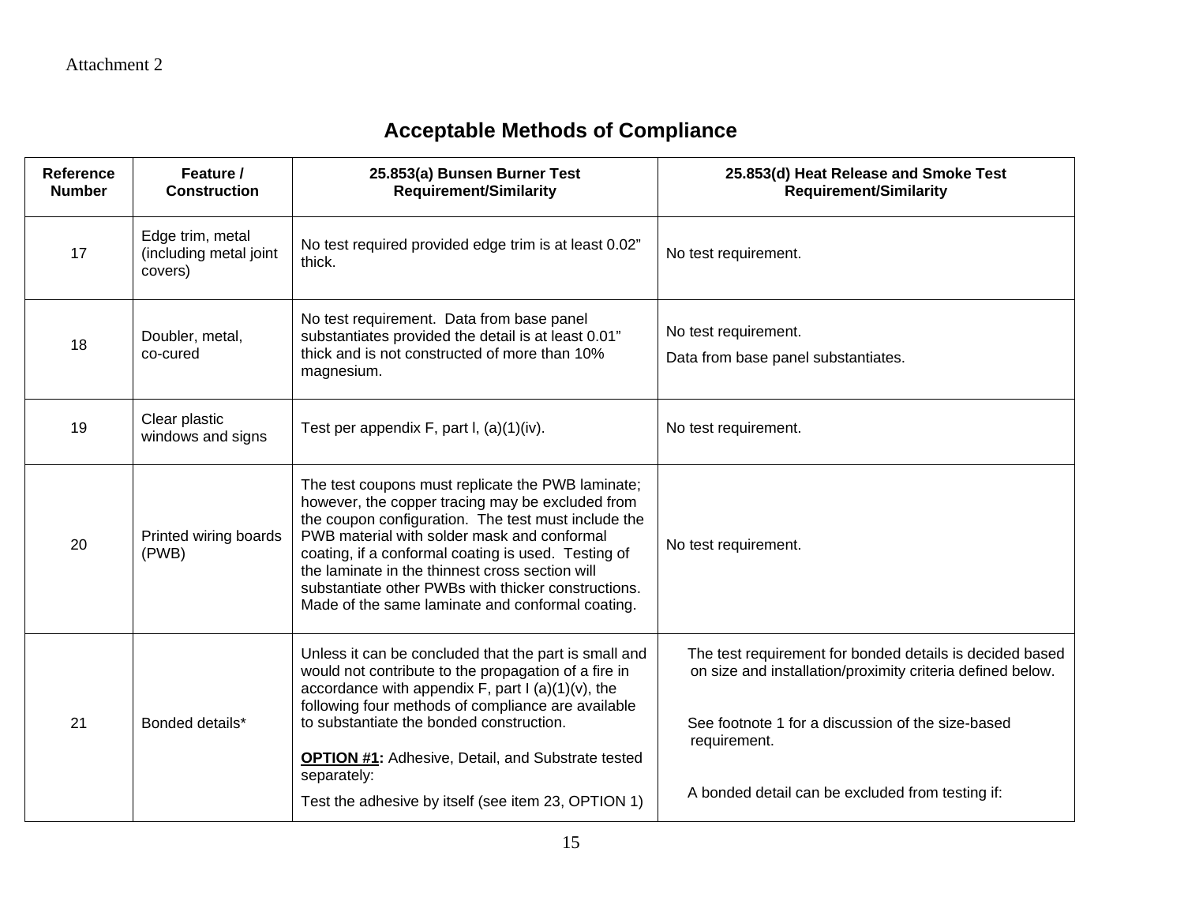Attachment 2

# Acceptable Methods of Compliance

| Reference Number | Feature / Construction | 25.853(a) Bunsen Burner Test Requirement/Similarity | 25.853(d) Heat Release and Smoke Test Requirement/Similarity |
|---|---|---|---|
| 17 | Edge trim, metal (including metal joint covers) | No test required provided edge trim is at least 0.02" thick. | No test requirement. |
| 18 | Doubler, metal, co-cured | No test requirement. Data from base panel substantiates provided the detail is at least 0.01" thick and is not constructed of more than 10% magnesium. | No test requirement.<br><br>Data from base panel substantiates. |
| 19 | Clear plastic windows and signs | Test per appendix F, part l, (a)(1)(iv). | No test requirement. |
| 20 | Printed wiring boards (PWB) | The test coupons must replicate the PWB laminate; however, the copper tracing may be excluded from the coupon configuration. The test must include the PWB material with solder mask and conformal coating, if a conformal coating is used. Testing of the laminate in the thinnest cross section will substantiate other PWBs with thicker constructions. Made of the same laminate and conformal coating. | No test requirement. |
| 21 | Bonded details* | Unless it can be concluded that the part is small and would not contribute to the propagation of a fire in accordance with appendix F, part I (a)(1)(v), the following four methods of compliance are available to substantiate the bonded construction.<br><br>**<u>OPTION #1</u>:** Adhesive, Detail, and Substrate tested separately:<br><br>Test the adhesive by itself (see item 23, OPTION 1) | The test requirement for bonded details is decided based on size and installation/proximity criteria defined below.<br><br>See footnote 1 for a discussion of the size-based requirement.<br><br>A bonded detail can be excluded from testing if: |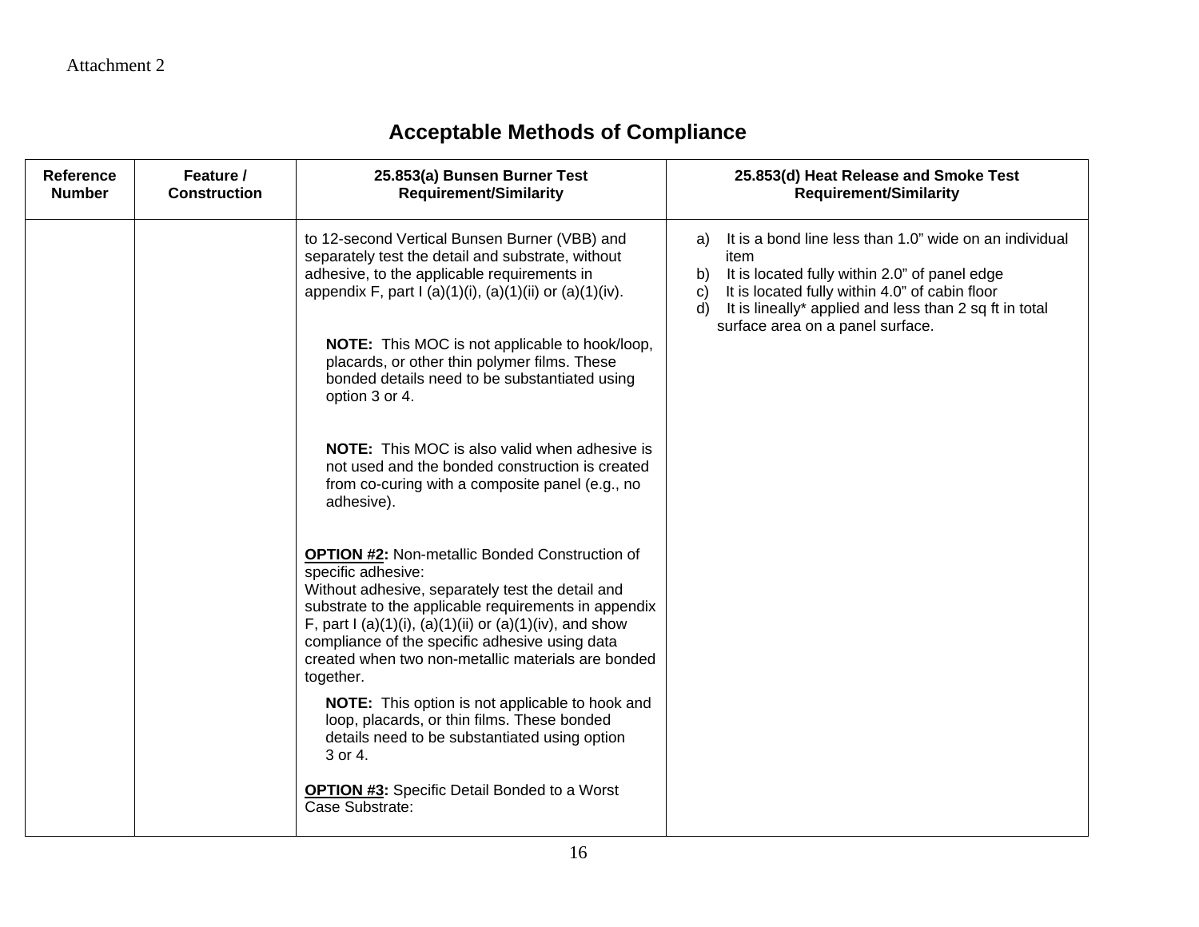Attachment 2

# Acceptable Methods of Compliance

| Reference Number | Feature / Construction | 25.853(a) Bunsen Burner Test Requirement/Similarity | 25.853(d) Heat Release and Smoke Test Requirement/Similarity |
|---|---|---|---|
| | | to 12-second Vertical Bunsen Burner (VBB) and separately test the detail and substrate, without adhesive, to the applicable requirements in appendix F, part I (a)(1)(i), (a)(1)(ii) or (a)(1)(iv).<br><br>**NOTE:** This MOC is not applicable to hook/loop, placards, or other thin polymer films. These bonded details need to be substantiated using option 3 or 4.<br><br>**NOTE:** This MOC is also valid when adhesive is not used and the bonded construction is created from co-curing with a composite panel (e.g., no adhesive).<br><br>**<u>OPTION #2</u>:** Non-metallic Bonded Construction of specific adhesive:<br>Without adhesive, separately test the detail and substrate to the applicable requirements in appendix F, part I (a)(1)(i), (a)(1)(ii) or (a)(1)(iv), and show compliance of the specific adhesive using data created when two non-metallic materials are bonded together.<br><br>**NOTE:** This option is not applicable to hook and loop, placards, or thin films. These bonded details need to be substantiated using option 3 or 4.<br><br>**<u>OPTION #3</u>:** Specific Detail Bonded to a Worst Case Substrate: | a) It is a bond line less than 1.0" wide on an individual item<br>b) It is located fully within 2.0" of panel edge<br>c) It is located fully within 4.0" of cabin floor<br>d) It is lineally* applied and less than 2 sq ft in total surface area on a panel surface. |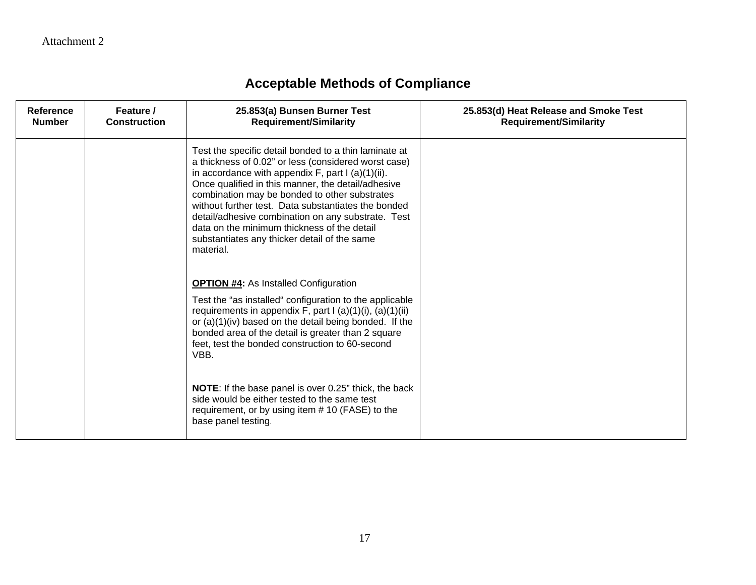Attachment 2

# Acceptable Methods of Compliance

| Reference Number | Feature / Construction | 25.853(a) Bunsen Burner Test Requirement/Similarity | 25.853(d) Heat Release and Smoke Test Requirement/Similarity |
|---|---|---|---|
| | | Test the specific detail bonded to a thin laminate at a thickness of 0.02” or less (considered worst case) in accordance with appendix F, part I (a)(1)(ii). Once qualified in this manner, the detail/adhesive combination may be bonded to other substrates without further test. Data substantiates the bonded detail/adhesive combination on any substrate. Test data on the minimum thickness of the detail substantiates any thicker detail of the same material.<br><br>**<u>OPTION #4</u>:** As Installed Configuration<br><br>Test the “as installed“ configuration to the applicable requirements in appendix F, part I (a)(1)(i), (a)(1)(ii) or (a)(1)(iv) based on the detail being bonded. If the bonded area of the detail is greater than 2 square feet, test the bonded construction to 60-second VBB.<br><br>**NOTE**: If the base panel is over 0.25” thick, the back side would be either tested to the same test requirement, or by using item # 10 (FASE) to the base panel testing. | |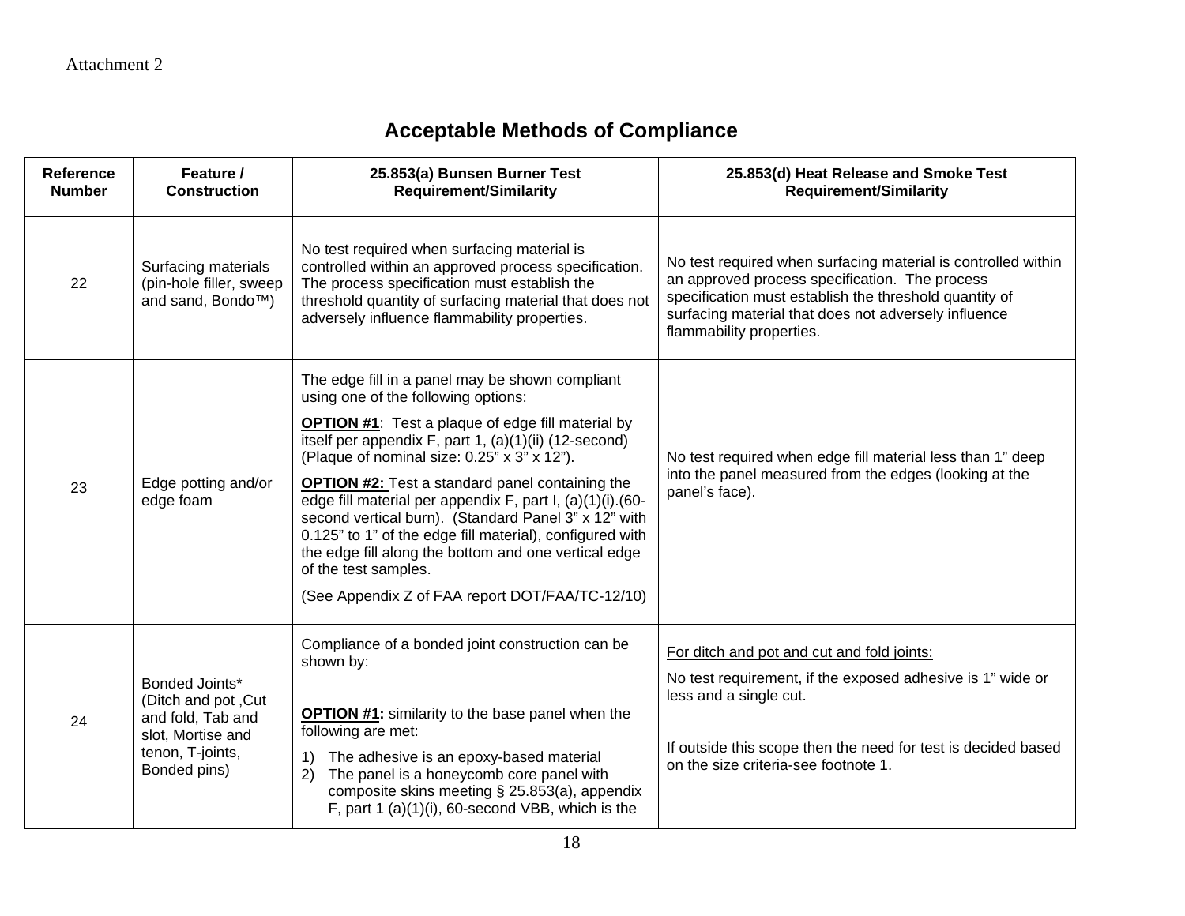Attachment 2

## Acceptable Methods of Compliance

| Reference Number | Feature / Construction | 25.853(a) Bunsen Burner Test Requirement/Similarity | 25.853(d) Heat Release and Smoke Test Requirement/Similarity |
|---|---|---|---|
| 22 | Surfacing materials (pin-hole filler, sweep and sand, Bondo™) | No test required when surfacing material is controlled within an approved process specification. The process specification must establish the threshold quantity of surfacing material that does not adversely influence flammability properties. | No test required when surfacing material is controlled within an approved process specification. The process specification must establish the threshold quantity of surfacing material that does not adversely influence flammability properties. |
| 23 | Edge potting and/or edge foam | The edge fill in a panel may be shown compliant using one of the following options:<br><br>**OPTION #1**: Test a plaque of edge fill material by itself per appendix F, part 1, (a)(1)(ii) (12-second) (Plaque of nominal size: 0.25" x 3" x 12").<br><br>**OPTION #2:** Test a standard panel containing the edge fill material per appendix F, part I, (a)(1)(i).(60-second vertical burn). (Standard Panel 3" x 12" with 0.125" to 1" of the edge fill material), configured with the edge fill along the bottom and one vertical edge of the test samples.<br><br>(See Appendix Z of FAA report DOT/FAA/TC-12/10) | No test required when edge fill material less than 1" deep into the panel measured from the edges (looking at the panel's face). |
| 24 | Bonded Joints* (Ditch and pot ,Cut and fold, Tab and slot, Mortise and tenon, T-joints, Bonded pins) | Compliance of a bonded joint construction can be shown by:<br><br>**OPTION #1:** similarity to the base panel when the following are met:<br>1) The adhesive is an epoxy-based material<br>2) The panel is a honeycomb core panel with composite skins meeting § 25.853(a), appendix F, part 1 (a)(1)(i), 60-second VBB, which is the | For ditch and pot and cut and fold joints:<br><br>No test requirement, if the exposed adhesive is 1" wide or less and a single cut.<br><br>If outside this scope then the need for test is decided based on the size criteria-see footnote 1. |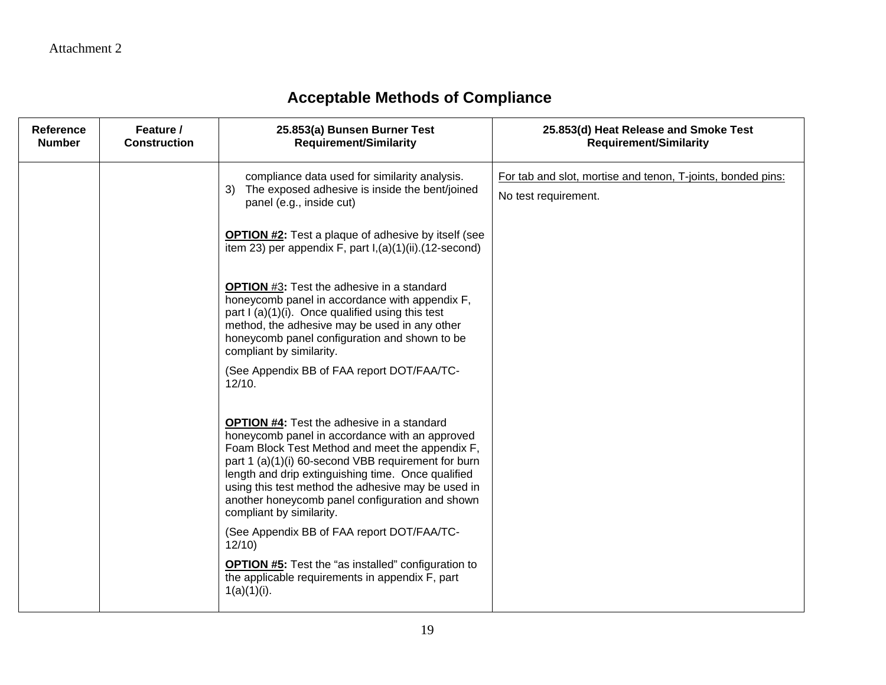Attachment 2

# Acceptable Methods of Compliance

| Reference Number | Feature / Construction | 25.853(a) Bunsen Burner Test Requirement/Similarity | 25.853(d) Heat Release and Smoke Test Requirement/Similarity |
|---|---|---|---|
| | | compliance data used for similarity analysis.<br>3) The exposed adhesive is inside the bent/joined panel (e.g., inside cut)<br><br>**<u>OPTION #2</u>:** Test a plaque of adhesive by itself (see item 23) per appendix F, part I,(a)(1)(ii).(12-second)<br><br>**<u>OPTION</u>** <u>#3</u>**:** Test the adhesive in a standard honeycomb panel in accordance with appendix F, part I (a)(1)(i). Once qualified using this test method, the adhesive may be used in any other honeycomb panel configuration and shown to be compliant by similarity.<br><br>(See Appendix BB of FAA report DOT/FAA/TC-12/10.<br><br>**<u>OPTION #4</u>:** Test the adhesive in a standard honeycomb panel in accordance with an approved Foam Block Test Method and meet the appendix F, part 1 (a)(1)(i) 60-second VBB requirement for burn length and drip extinguishing time. Once qualified using this test method the adhesive may be used in another honeycomb panel configuration and shown compliant by similarity.<br><br>(See Appendix BB of FAA report DOT/FAA/TC-12/10)<br><br>**<u>OPTION #5</u>:** Test the "as installed" configuration to the applicable requirements in appendix F, part 1(a)(1)(i). | <u>For tab and slot, mortise and tenon, T-joints, bonded pins:</u><br><br>No test requirement. |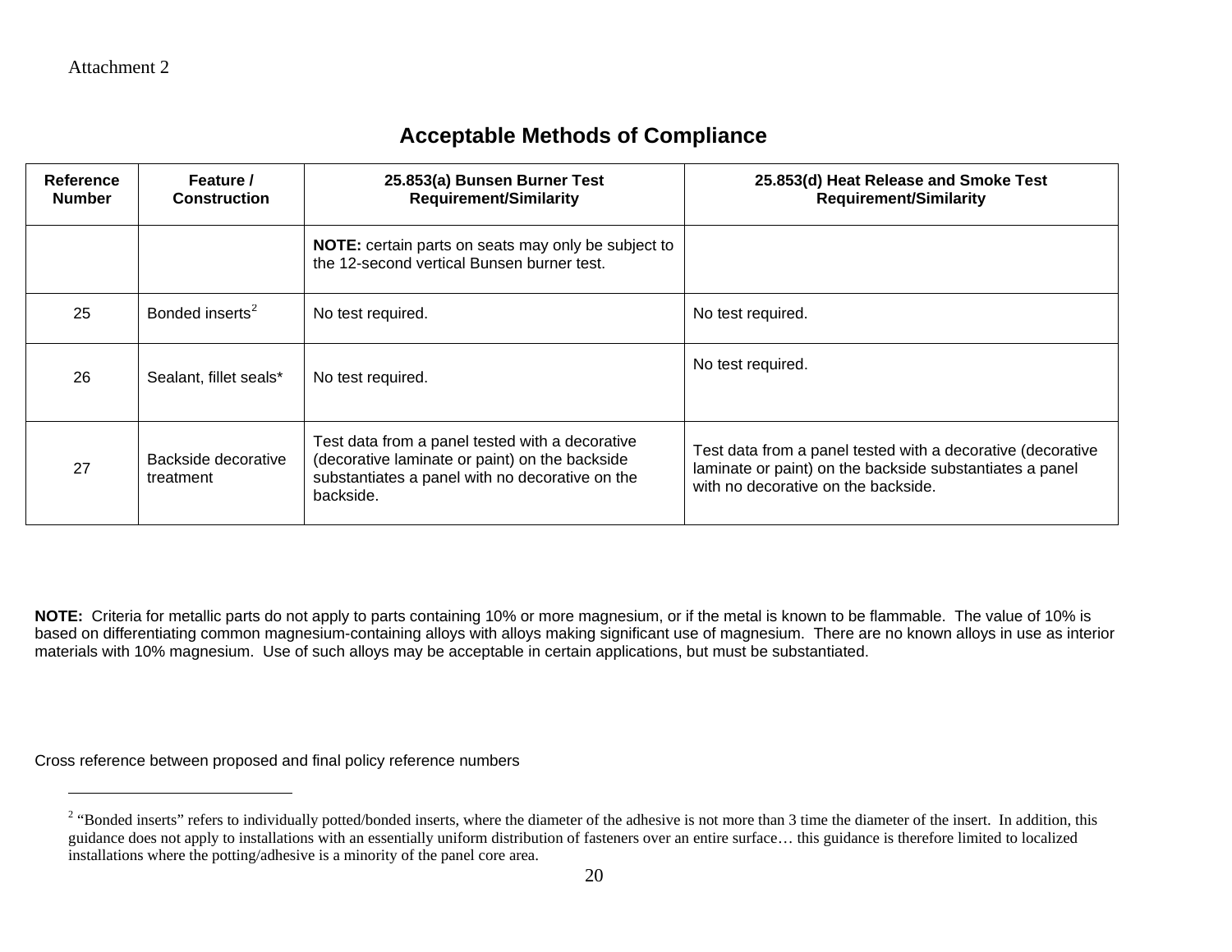Attachment 2

## Acceptable Methods of Compliance

| Reference Number | Feature / Construction | 25.853(a) Bunsen Burner Test Requirement/Similarity | 25.853(d) Heat Release and Smoke Test Requirement/Similarity |
|---|---|---|---|
| | | **NOTE:** certain parts on seats may only be subject to the 12-second vertical Bunsen burner test. | |
| 25 | Bonded inserts[2] | No test required. | No test required. |
| 26 | Sealant, fillet seals* | No test required. | No test required. |
| 27 | Backside decorative treatment | Test data from a panel tested with a decorative (decorative laminate or paint) on the backside substantiates a panel with no decorative on the backside. | Test data from a panel tested with a decorative (decorative laminate or paint) on the backside substantiates a panel with no decorative on the backside. |

**NOTE:** Criteria for metallic parts do not apply to parts containing 10% or more magnesium, or if the metal is known to be flammable. The value of 10% is based on differentiating common magnesium-containing alloys with alloys making significant use of magnesium. There are no known alloys in use as interior materials with 10% magnesium. Use of such alloys may be acceptable in certain applications, but must be substantiated.

Cross reference between proposed and final policy reference numbers

---

[2] "Bonded inserts" refers to individually potted/bonded inserts, where the diameter of the adhesive is not more than 3 time the diameter of the insert. In addition, this guidance does not apply to installations with an essentially uniform distribution of fasteners over an entire surface… this guidance is therefore limited to localized installations where the potting/adhesive is a minority of the panel core area.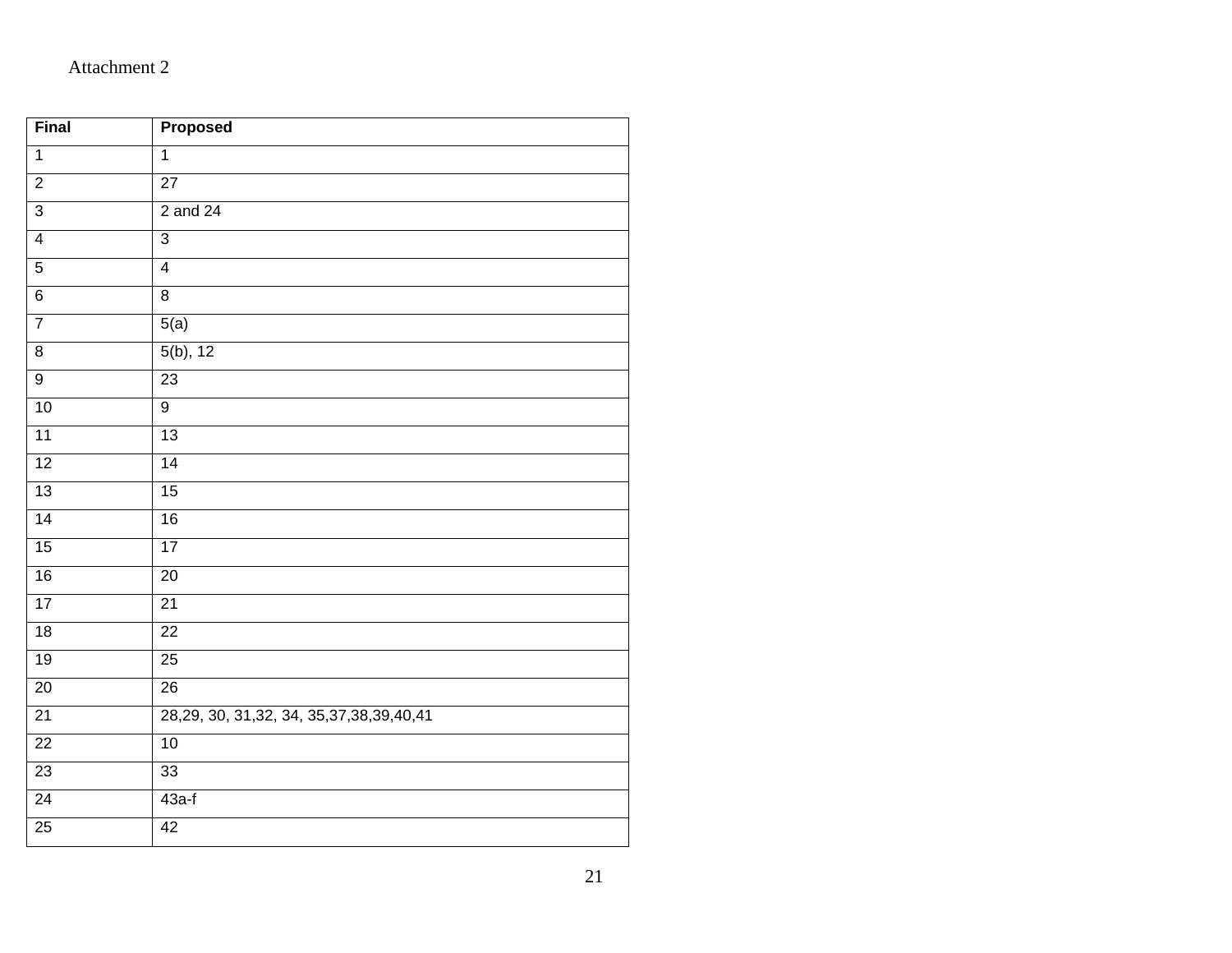Attachment 2

| Final | Proposed |
|---|---|
| 1 | 1 |
| 2 | 27 |
| 3 | 2 and 24 |
| 4 | 3 |
| 5 | 4 |
| 6 | 8 |
| 7 | 5(a) |
| 8 | 5(b), 12 |
| 9 | 23 |
| 10 | 9 |
| 11 | 13 |
| 12 | 14 |
| 13 | 15 |
| 14 | 16 |
| 15 | 17 |
| 16 | 20 |
| 17 | 21 |
| 18 | 22 |
| 19 | 25 |
| 20 | 26 |
| 21 | 28,29, 30, 31,32, 34, 35,37,38,39,40,41 |
| 22 | 10 |
| 23 | 33 |
| 24 | 43a-f |
| 25 | 42 |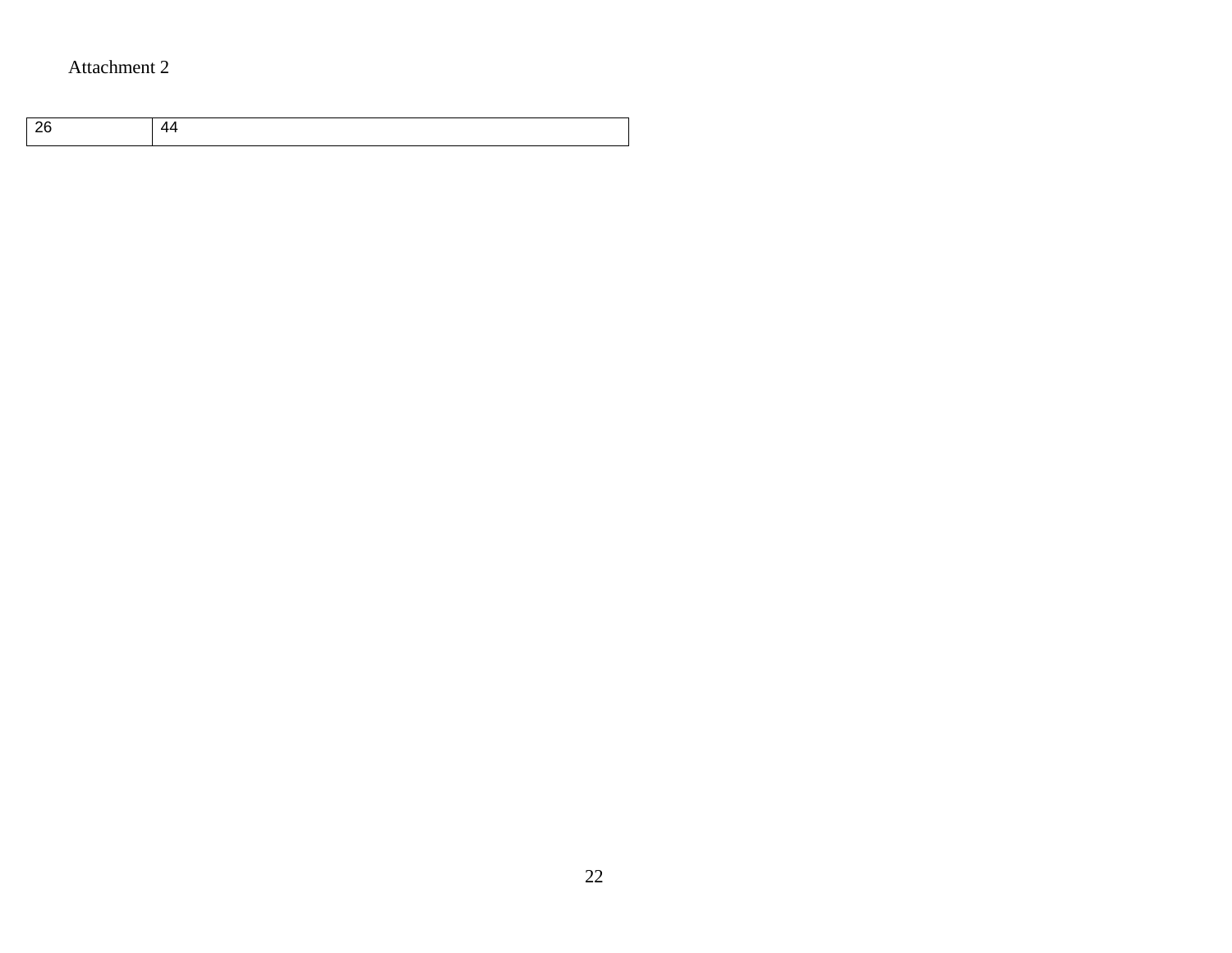Attachment 2

| 26 | 44 |
|---|---|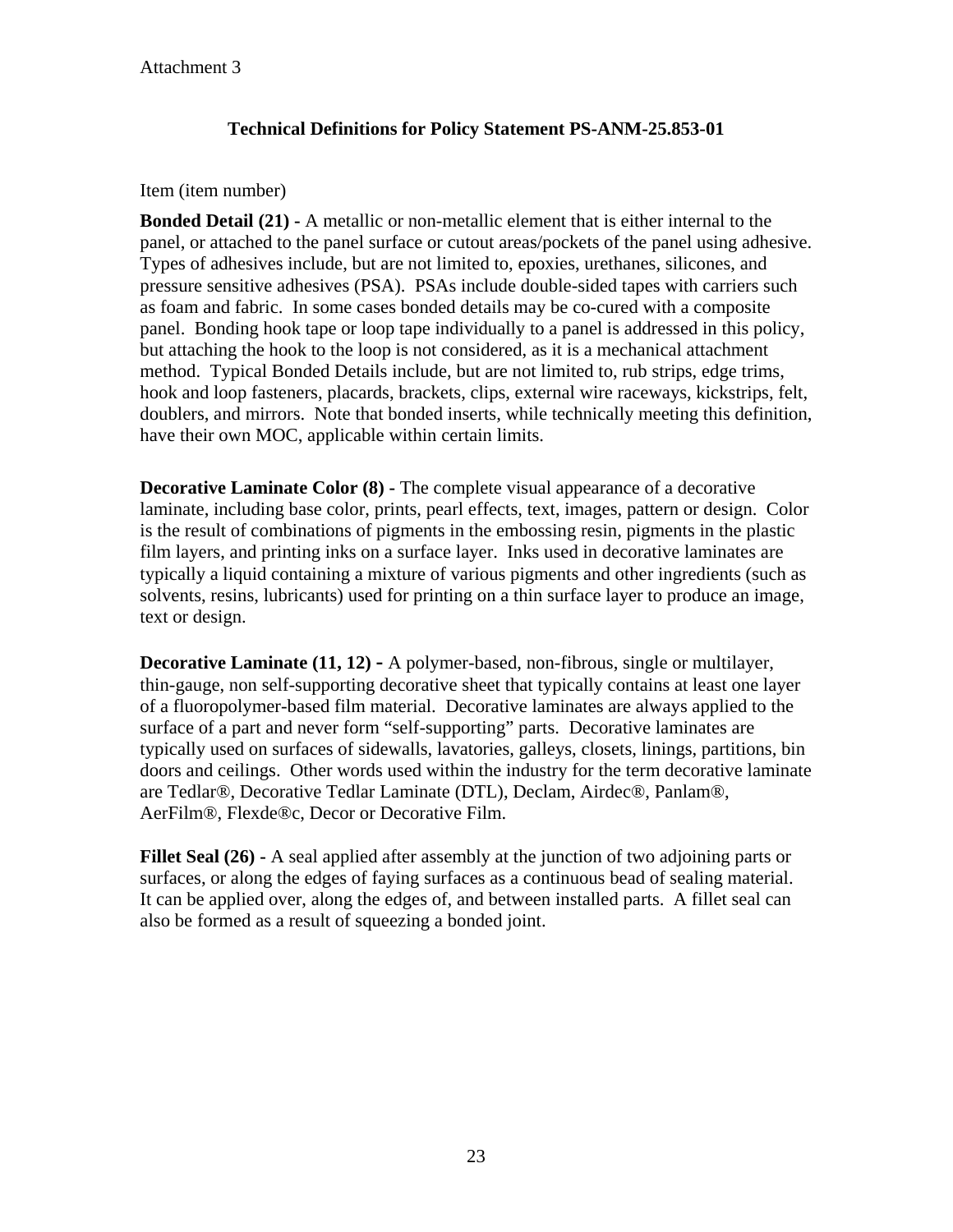Attachment 3

## Technical Definitions for Policy Statement PS-ANM-25.853-01

Item (item number)

**Bonded Detail (21) -** A metallic or non-metallic element that is either internal to the panel, or attached to the panel surface or cutout areas/pockets of the panel using adhesive. Types of adhesives include, but are not limited to, epoxies, urethanes, silicones, and pressure sensitive adhesives (PSA). PSAs include double-sided tapes with carriers such as foam and fabric. In some cases bonded details may be co-cured with a composite panel. Bonding hook tape or loop tape individually to a panel is addressed in this policy, but attaching the hook to the loop is not considered, as it is a mechanical attachment method. Typical Bonded Details include, but are not limited to, rub strips, edge trims, hook and loop fasteners, placards, brackets, clips, external wire raceways, kickstrips, felt, doublers, and mirrors. Note that bonded inserts, while technically meeting this definition, have their own MOC, applicable within certain limits.

**Decorative Laminate Color (8)** - The complete visual appearance of a decorative laminate, including base color, prints, pearl effects, text, images, pattern or design. Color is the result of combinations of pigments in the embossing resin, pigments in the plastic film layers, and printing inks on a surface layer. Inks used in decorative laminates are typically a liquid containing a mixture of various pigments and other ingredients (such as solvents, resins, lubricants) used for printing on a thin surface layer to produce an image, text or design.

**Decorative Laminate (11, 12) -** A polymer-based, non-fibrous, single or multilayer, thin-gauge, non self-supporting decorative sheet that typically contains at least one layer of a fluoropolymer-based film material. Decorative laminates are always applied to the surface of a part and never form "self-supporting" parts. Decorative laminates are typically used on surfaces of sidewalls, lavatories, galleys, closets, linings, partitions, bin doors and ceilings. Other words used within the industry for the term decorative laminate are Tedlar®, Decorative Tedlar Laminate (DTL), Declam, Airdec®, Panlam®, AerFilm®, Flexde®c, Decor or Decorative Film.

**Fillet Seal (26) -** A seal applied after assembly at the junction of two adjoining parts or surfaces, or along the edges of faying surfaces as a continuous bead of sealing material. It can be applied over, along the edges of, and between installed parts. A fillet seal can also be formed as a result of squeezing a bonded joint.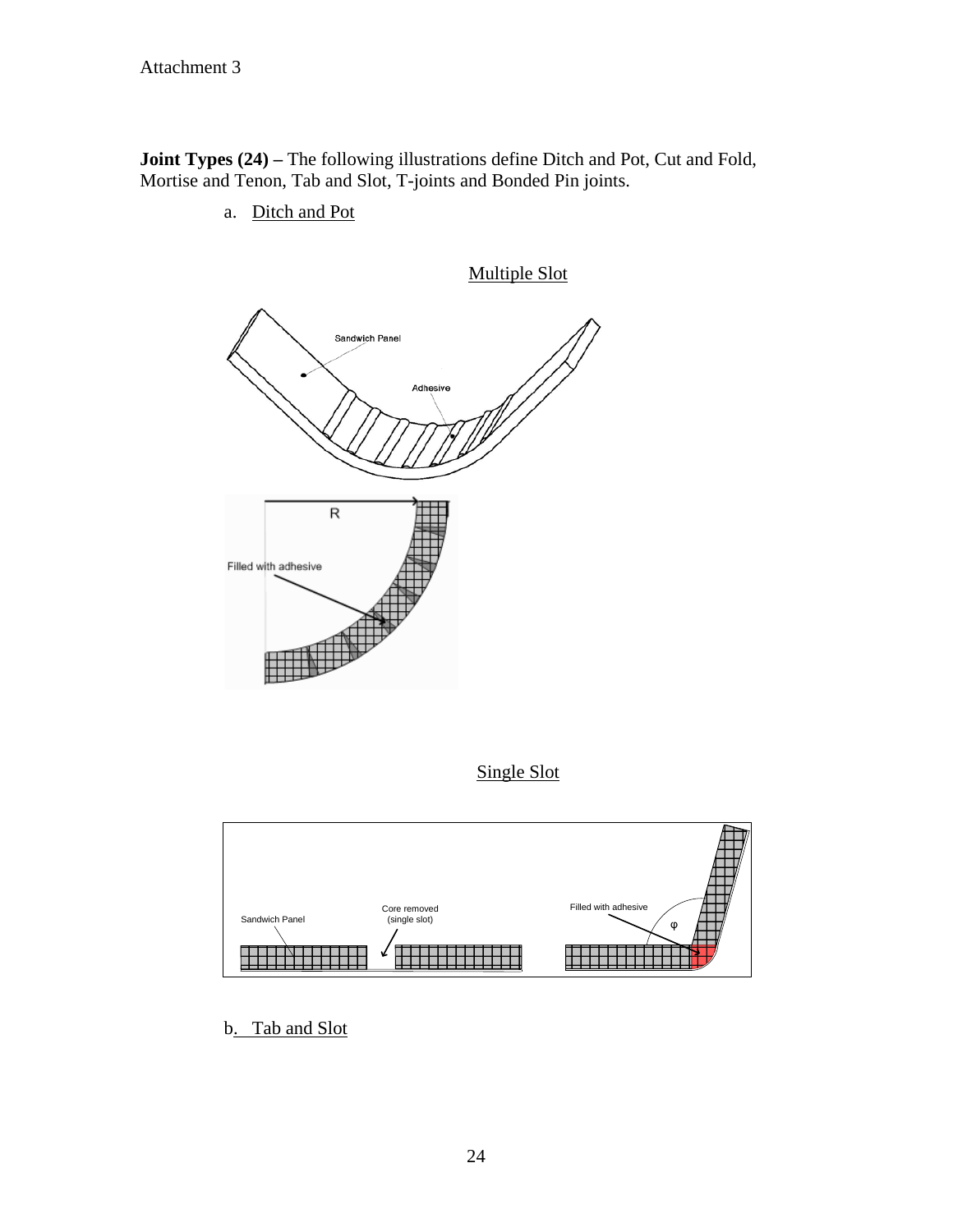Attachment 3

**Joint Types (24) –** The following illustrations define Ditch and Pot, Cut and Fold, Mortise and Tenon, Tab and Slot, T-joints and Bonded Pin joints.

a. Ditch and Pot

Multiple Slot

Single Slot

b. Tab and Slot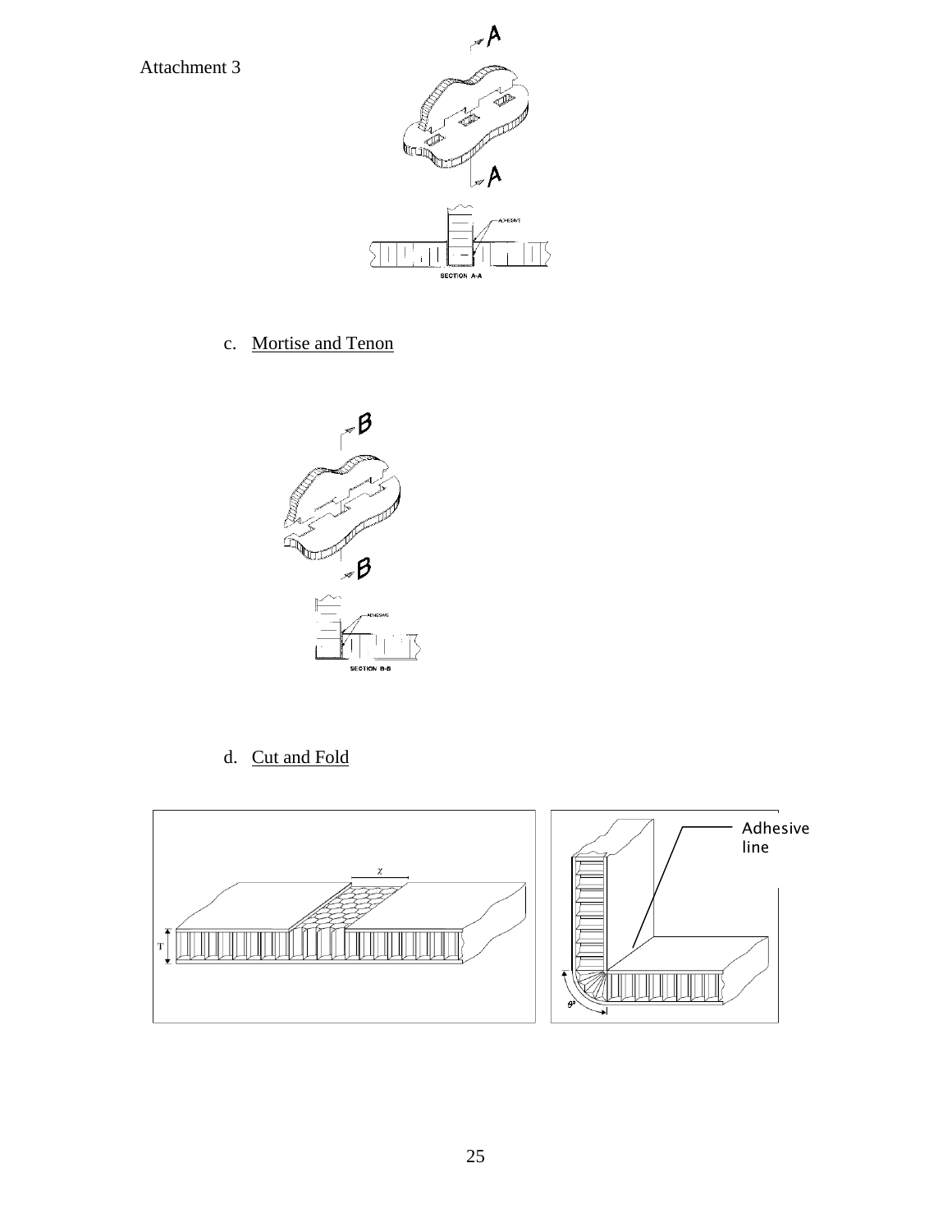Attachment 3

c. Mortise and Tenon

d. Cut and Fold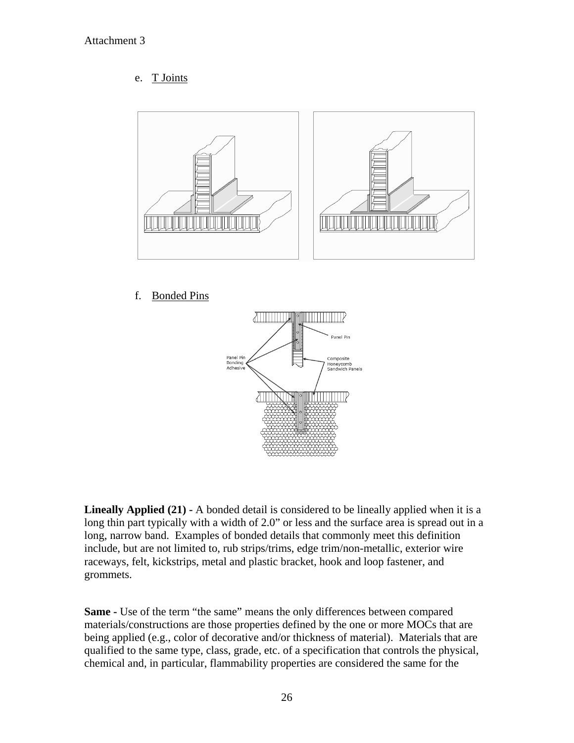e. T Joints

f. Bonded Pins

Panel Pin

Panel Pin Bonding Adhesive

Composite Honeycomb Sandwich Panels

**Lineally Applied (21) -** A bonded detail is considered to be lineally applied when it is a long thin part typically with a width of 2.0" or less and the surface area is spread out in a long, narrow band. Examples of bonded details that commonly meet this definition include, but are not limited to, rub strips/trims, edge trim/non-metallic, exterior wire raceways, felt, kickstrips, metal and plastic bracket, hook and loop fastener, and grommets.

**Same -** Use of the term "the same" means the only differences between compared materials/constructions are those properties defined by the one or more MOCs that are being applied (e.g., color of decorative and/or thickness of material). Materials that are qualified to the same type, class, grade, etc. of a specification that controls the physical, chemical and, in particular, flammability properties are considered the same for the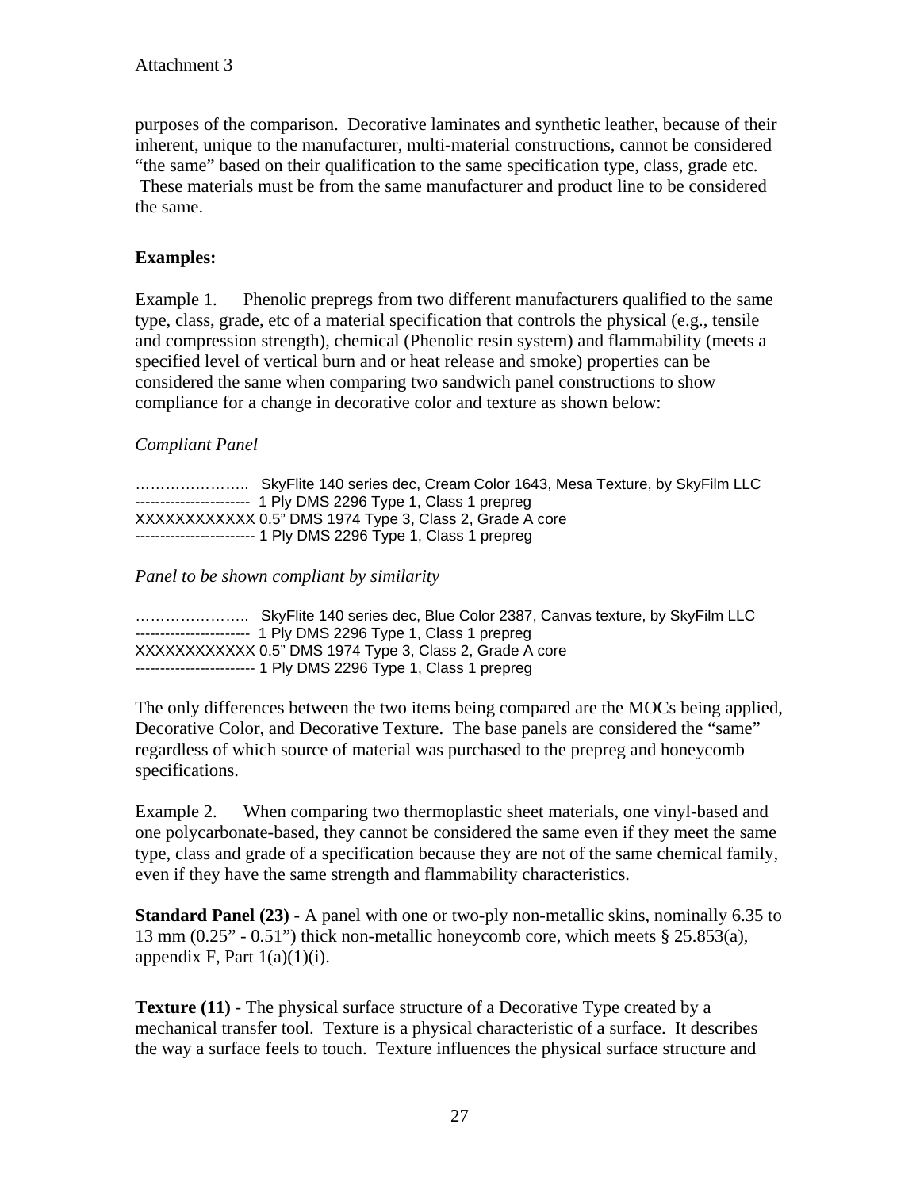purposes of the comparison. Decorative laminates and synthetic leather, because of their inherent, unique to the manufacturer, multi-material constructions, cannot be considered "the same" based on their qualification to the same specification type, class, grade etc. These materials must be from the same manufacturer and product line to be considered the same.

**Examples:**

Example 1. Phenolic prepregs from two different manufacturers qualified to the same type, class, grade, etc of a material specification that controls the physical (e.g., tensile and compression strength), chemical (Phenolic resin system) and flammability (meets a specified level of vertical burn and or heat release and smoke) properties can be considered the same when comparing two sandwich panel constructions to show compliance for a change in decorative color and texture as shown below:

*Compliant Panel*

```
…………………..  SkyFlite 140 series dec, Cream Color 1643, Mesa Texture, by SkyFilm LLC
----------------------  1 Ply DMS 2296 Type 1, Class 1 prepreg
XXXXXXXXXXXX 0.5" DMS 1974 Type 3, Class 2, Grade A core
----------------------- 1 Ply DMS 2296 Type 1, Class 1 prepreg
```

*Panel to be shown compliant by similarity*

```
…………………..  SkyFlite 140 series dec, Blue Color 2387, Canvas texture, by SkyFilm LLC
----------------------  1 Ply DMS 2296 Type 1, Class 1 prepreg
XXXXXXXXXXXX 0.5" DMS 1974 Type 3, Class 2, Grade A core
----------------------- 1 Ply DMS 2296 Type 1, Class 1 prepreg
```

The only differences between the two items being compared are the MOCs being applied, Decorative Color, and Decorative Texture. The base panels are considered the "same" regardless of which source of material was purchased to the prepreg and honeycomb specifications.

Example 2. When comparing two thermoplastic sheet materials, one vinyl-based and one polycarbonate-based, they cannot be considered the same even if they meet the same type, class and grade of a specification because they are not of the same chemical family, even if they have the same strength and flammability characteristics.

**Standard Panel (23)** - A panel with one or two-ply non-metallic skins, nominally 6.35 to 13 mm (0.25" - 0.51") thick non-metallic honeycomb core, which meets § 25.853(a), appendix F, Part 1(a)(1)(i).

**Texture (11)** - The physical surface structure of a Decorative Type created by a mechanical transfer tool. Texture is a physical characteristic of a surface. It describes the way a surface feels to touch. Texture influences the physical surface structure and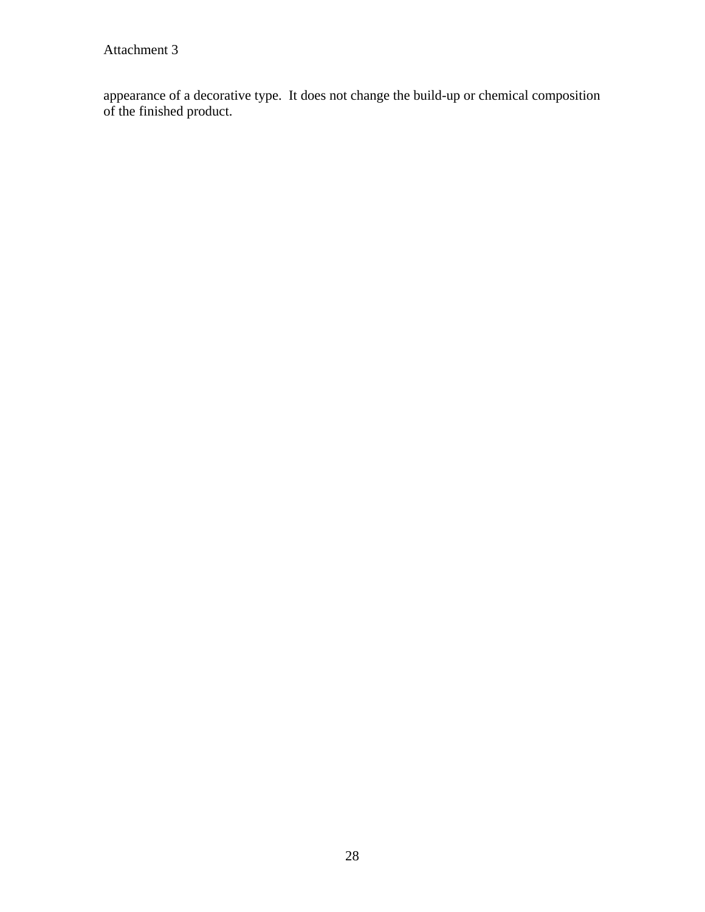appearance of a decorative type.  It does not change the build-up or chemical composition of the finished product.